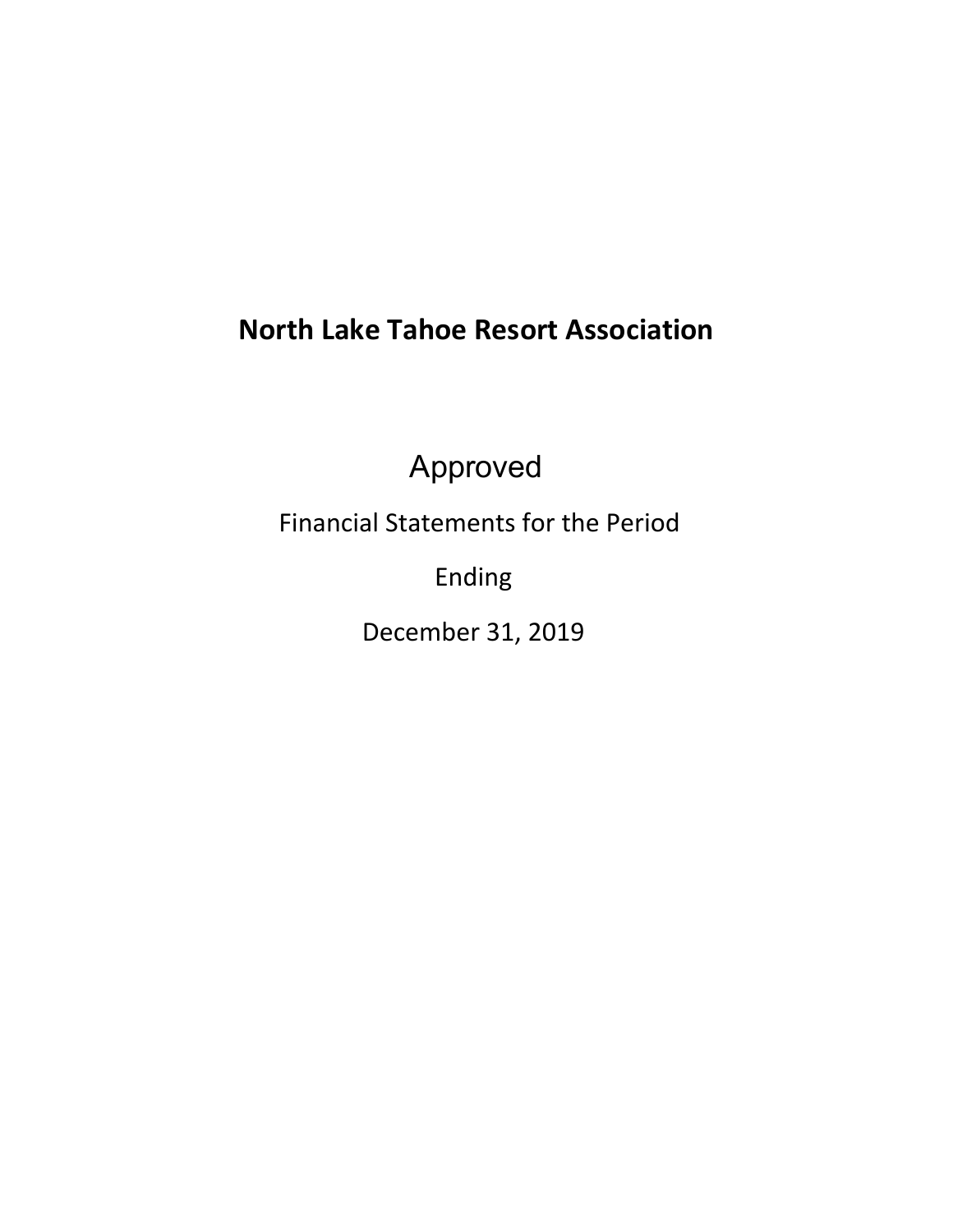# North Lake Tahoe Resort Association

Approved

Financial Statements for the Period

Ending

December 31, 2019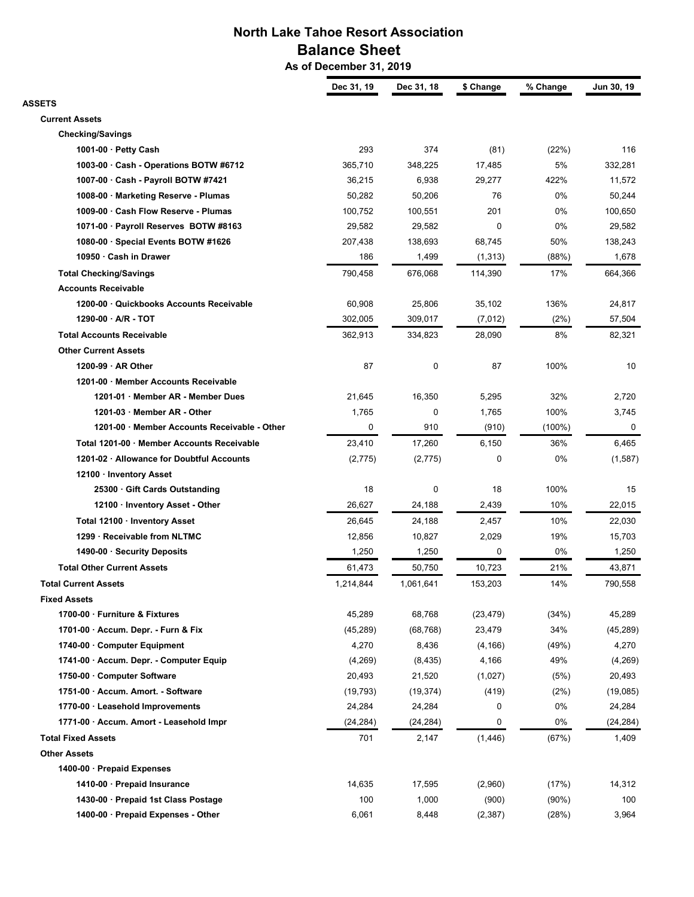# North Lake Tahoe Resort Association

## Balance Sheet

### As of December 31, 2019

| | Dec 31, 19 | Dec 31, 18 | $ Change | % Change | Jun 30, 19 |
|---|---|---|---|---|---|
| **ASSETS** | | | | | |
| **Current Assets** | | | | | |
| **Checking/Savings** | | | | | |
| **1001-00 · Petty Cash** | 293 | 374 | (81) | (22%) | 116 |
| **1003-00 · Cash - Operations BOTW #6712** | 365,710 | 348,225 | 17,485 | 5% | 332,281 |
| **1007-00 · Cash - Payroll BOTW #7421** | 36,215 | 6,938 | 29,277 | 422% | 11,572 |
| **1008-00 · Marketing Reserve - Plumas** | 50,282 | 50,206 | 76 | 0% | 50,244 |
| **1009-00 · Cash Flow Reserve - Plumas** | 100,752 | 100,551 | 201 | 0% | 100,650 |
| **1071-00 · Payroll Reserves BOTW #8163** | 29,582 | 29,582 | 0 | 0% | 29,582 |
| **1080-00 · Special Events BOTW #1626** | 207,438 | 138,693 | 68,745 | 50% | 138,243 |
| **10950 · Cash in Drawer** | 186 | 1,499 | (1,313) | (88%) | 1,678 |
| **Total Checking/Savings** | 790,458 | 676,068 | 114,390 | 17% | 664,366 |
| **Accounts Receivable** | | | | | |
| **1200-00 · Quickbooks Accounts Receivable** | 60,908 | 25,806 | 35,102 | 136% | 24,817 |
| **1290-00 · A/R - TOT** | 302,005 | 309,017 | (7,012) | (2%) | 57,504 |
| **Total Accounts Receivable** | 362,913 | 334,823 | 28,090 | 8% | 82,321 |
| **Other Current Assets** | | | | | |
| **1200-99 · AR Other** | 87 | 0 | 87 | 100% | 10 |
| **1201-00 · Member Accounts Receivable** | | | | | |
| **1201-01 · Member AR - Member Dues** | 21,645 | 16,350 | 5,295 | 32% | 2,720 |
| **1201-03 · Member AR - Other** | 1,765 | 0 | 1,765 | 100% | 3,745 |
| **1201-00 · Member Accounts Receivable - Other** | 0 | 910 | (910) | (100%) | 0 |
| **Total 1201-00 · Member Accounts Receivable** | 23,410 | 17,260 | 6,150 | 36% | 6,465 |
| **1201-02 · Allowance for Doubtful Accounts** | (2,775) | (2,775) | 0 | 0% | (1,587) |
| **12100 · Inventory Asset** | | | | | |
| **25300 · Gift Cards Outstanding** | 18 | 0 | 18 | 100% | 15 |
| **12100 · Inventory Asset - Other** | 26,627 | 24,188 | 2,439 | 10% | 22,015 |
| **Total 12100 · Inventory Asset** | 26,645 | 24,188 | 2,457 | 10% | 22,030 |
| **1299 · Receivable from NLTMC** | 12,856 | 10,827 | 2,029 | 19% | 15,703 |
| **1490-00 · Security Deposits** | 1,250 | 1,250 | 0 | 0% | 1,250 |
| **Total Other Current Assets** | 61,473 | 50,750 | 10,723 | 21% | 43,871 |
| **Total Current Assets** | 1,214,844 | 1,061,641 | 153,203 | 14% | 790,558 |
| **Fixed Assets** | | | | | |
| **1700-00 · Furniture & Fixtures** | 45,289 | 68,768 | (23,479) | (34%) | 45,289 |
| **1701-00 · Accum. Depr. - Furn & Fix** | (45,289) | (68,768) | 23,479 | 34% | (45,289) |
| **1740-00 · Computer Equipment** | 4,270 | 8,436 | (4,166) | (49%) | 4,270 |
| **1741-00 · Accum. Depr. - Computer Equip** | (4,269) | (8,435) | 4,166 | 49% | (4,269) |
| **1750-00 · Computer Software** | 20,493 | 21,520 | (1,027) | (5%) | 20,493 |
| **1751-00 · Accum. Amort. - Software** | (19,793) | (19,374) | (419) | (2%) | (19,085) |
| **1770-00 · Leasehold Improvements** | 24,284 | 24,284 | 0 | 0% | 24,284 |
| **1771-00 · Accum. Amort - Leasehold Impr** | (24,284) | (24,284) | 0 | 0% | (24,284) |
| **Total Fixed Assets** | 701 | 2,147 | (1,446) | (67%) | 1,409 |
| **Other Assets** | | | | | |
| **1400-00 · Prepaid Expenses** | | | | | |
| **1410-00 · Prepaid Insurance** | 14,635 | 17,595 | (2,960) | (17%) | 14,312 |
| **1430-00 · Prepaid 1st Class Postage** | 100 | 1,000 | (900) | (90%) | 100 |
| **1400-00 · Prepaid Expenses - Other** | 6,061 | 8,448 | (2,387) | (28%) | 3,964 |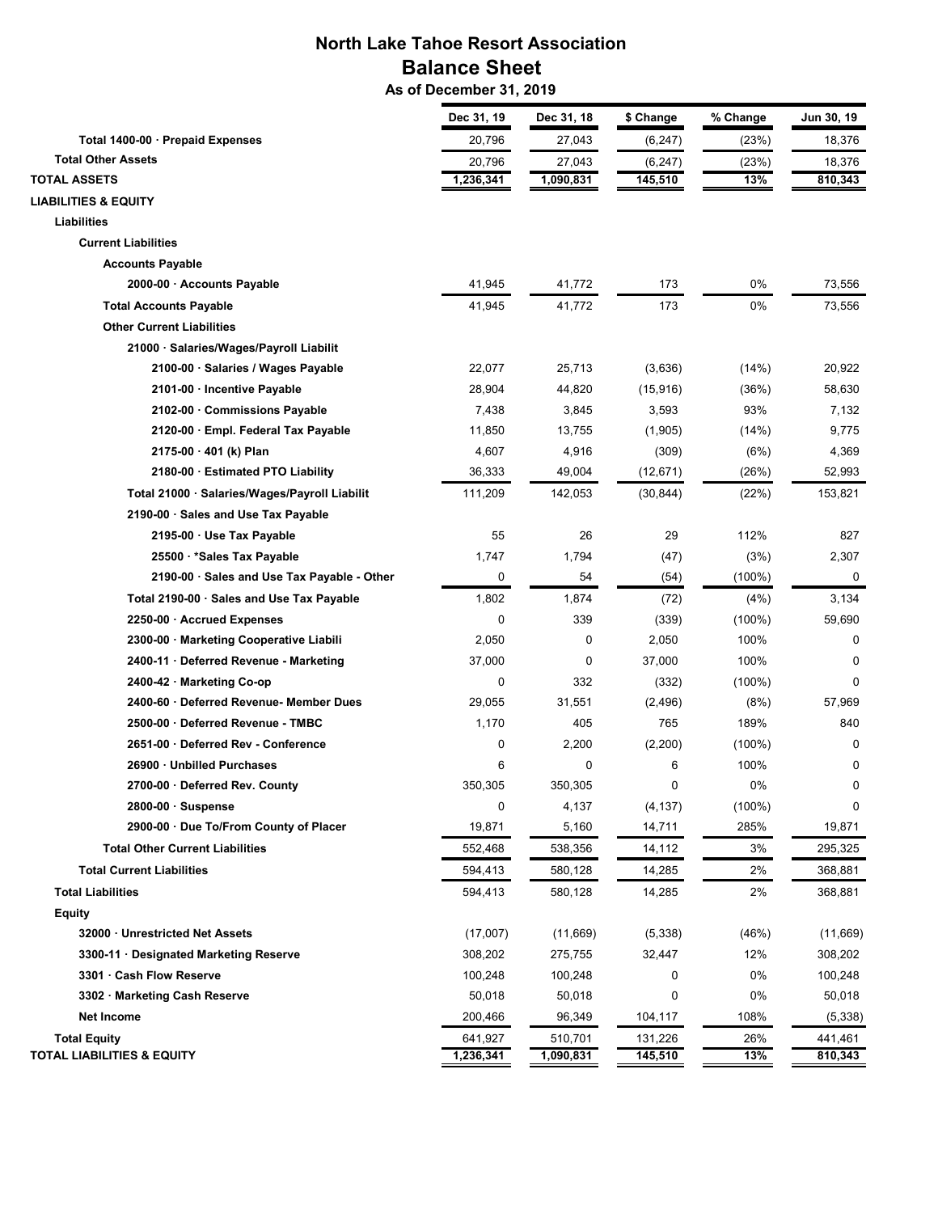# North Lake Tahoe Resort Association
## Balance Sheet
### As of December 31, 2019

| | Dec 31, 19 | Dec 31, 18 | $ Change | % Change | Jun 30, 19 |
|---|---|---|---|---|---|
| Total 1400-00 · Prepaid Expenses | 20,796 | 27,043 | (6,247) | (23%) | 18,376 |
| **Total Other Assets** | 20,796 | 27,043 | (6,247) | (23%) | 18,376 |
| **TOTAL ASSETS** | 1,236,341 | 1,090,831 | 145,510 | 13% | 810,343 |
| **LIABILITIES & EQUITY** | | | | | |
| **Liabilities** | | | | | |
| **Current Liabilities** | | | | | |
| **Accounts Payable** | | | | | |
| 2000-00 · Accounts Payable | 41,945 | 41,772 | 173 | 0% | 73,556 |
| **Total Accounts Payable** | 41,945 | 41,772 | 173 | 0% | 73,556 |
| **Other Current Liabilities** | | | | | |
| 21000 · Salaries/Wages/Payroll Liabilit | | | | | |
| 2100-00 · Salaries / Wages Payable | 22,077 | 25,713 | (3,636) | (14%) | 20,922 |
| 2101-00 · Incentive Payable | 28,904 | 44,820 | (15,916) | (36%) | 58,630 |
| 2102-00 · Commissions Payable | 7,438 | 3,845 | 3,593 | 93% | 7,132 |
| 2120-00 · Empl. Federal Tax Payable | 11,850 | 13,755 | (1,905) | (14%) | 9,775 |
| 2175-00 · 401 (k) Plan | 4,607 | 4,916 | (309) | (6%) | 4,369 |
| 2180-00 · Estimated PTO Liability | 36,333 | 49,004 | (12,671) | (26%) | 52,993 |
| Total 21000 · Salaries/Wages/Payroll Liabilit | 111,209 | 142,053 | (30,844) | (22%) | 153,821 |
| 2190-00 · Sales and Use Tax Payable | | | | | |
| 2195-00 · Use Tax Payable | 55 | 26 | 29 | 112% | 827 |
| 25500 · *Sales Tax Payable | 1,747 | 1,794 | (47) | (3%) | 2,307 |
| 2190-00 · Sales and Use Tax Payable - Other | 0 | 54 | (54) | (100%) | 0 |
| Total 2190-00 · Sales and Use Tax Payable | 1,802 | 1,874 | (72) | (4%) | 3,134 |
| 2250-00 · Accrued Expenses | 0 | 339 | (339) | (100%) | 59,690 |
| 2300-00 · Marketing Cooperative Liabili | 2,050 | 0 | 2,050 | 100% | 0 |
| 2400-11 · Deferred Revenue - Marketing | 37,000 | 0 | 37,000 | 100% | 0 |
| 2400-42 · Marketing Co-op | 0 | 332 | (332) | (100%) | 0 |
| 2400-60 · Deferred Revenue- Member Dues | 29,055 | 31,551 | (2,496) | (8%) | 57,969 |
| 2500-00 · Deferred Revenue - TMBC | 1,170 | 405 | 765 | 189% | 840 |
| 2651-00 · Deferred Rev - Conference | 0 | 2,200 | (2,200) | (100%) | 0 |
| 26900 · Unbilled Purchases | 6 | 0 | 6 | 100% | 0 |
| 2700-00 · Deferred Rev. County | 350,305 | 350,305 | 0 | 0% | 0 |
| 2800-00 · Suspense | 0 | 4,137 | (4,137) | (100%) | 0 |
| 2900-00 · Due To/From County of Placer | 19,871 | 5,160 | 14,711 | 285% | 19,871 |
| **Total Other Current Liabilities** | 552,468 | 538,356 | 14,112 | 3% | 295,325 |
| **Total Current Liabilities** | 594,413 | 580,128 | 14,285 | 2% | 368,881 |
| **Total Liabilities** | 594,413 | 580,128 | 14,285 | 2% | 368,881 |
| **Equity** | | | | | |
| 32000 · Unrestricted Net Assets | (17,007) | (11,669) | (5,338) | (46%) | (11,669) |
| 3300-11 · Designated Marketing Reserve | 308,202 | 275,755 | 32,447 | 12% | 308,202 |
| 3301 · Cash Flow Reserve | 100,248 | 100,248 | 0 | 0% | 100,248 |
| 3302 · Marketing Cash Reserve | 50,018 | 50,018 | 0 | 0% | 50,018 |
| Net Income | 200,466 | 96,349 | 104,117 | 108% | (5,338) |
| **Total Equity** | 641,927 | 510,701 | 131,226 | 26% | 441,461 |
| **TOTAL LIABILITIES & EQUITY** | 1,236,341 | 1,090,831 | 145,510 | 13% | 810,343 |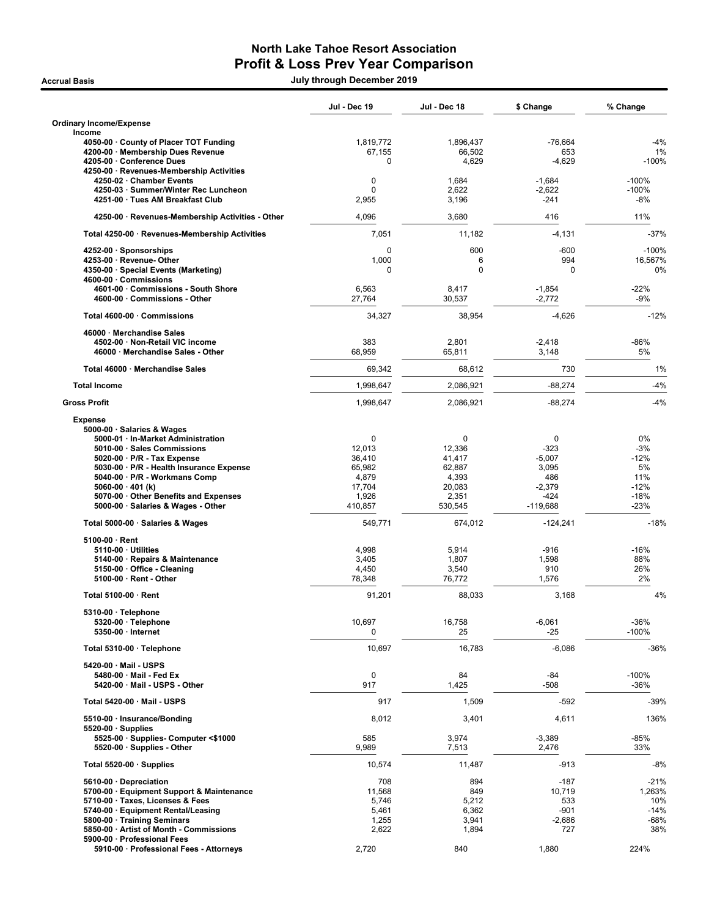# North Lake Tahoe Resort Association

## Profit & Loss Prev Year Comparison

**Accrual Basis** — July through December 2019

| | Jul - Dec 19 | Jul - Dec 18 | $ Change | % Change |
|---|---|---|---|---|
| **Ordinary Income/Expense** | | | | |
| **Income** | | | | |
| 4050-00 · County of Placer TOT Funding | 1,819,772 | 1,896,437 | -76,664 | -4% |
| 4200-00 · Membership Dues Revenue | 67,155 | 66,502 | 653 | 1% |
| 4205-00 · Conference Dues | 0 | 4,629 | -4,629 | -100% |
| 4250-00 · Revenues-Membership Activities | | | | |
| 4250-02 · Chamber Events | 0 | 1,684 | -1,684 | -100% |
| 4250-03 · Summer/Winter Rec Luncheon | 0 | 2,622 | -2,622 | -100% |
| 4251-00 · Tues AM Breakfast Club | 2,955 | 3,196 | -241 | -8% |
| 4250-00 · Revenues-Membership Activities - Other | 4,096 | 3,680 | 416 | 11% |
| Total 4250-00 · Revenues-Membership Activities | 7,051 | 11,182 | -4,131 | -37% |
| 4252-00 · Sponsorships | 0 | 600 | -600 | -100% |
| 4253-00 · Revenue- Other | 1,000 | 6 | 994 | 16,567% |
| 4350-00 · Special Events (Marketing) | 0 | 0 | 0 | 0% |
| 4600-00 · Commissions | | | | |
| 4601-00 · Commissions - South Shore | 6,563 | 8,417 | -1,854 | -22% |
| 4600-00 · Commissions - Other | 27,764 | 30,537 | -2,772 | -9% |
| Total 4600-00 · Commissions | 34,327 | 38,954 | -4,626 | -12% |
| 46000 · Merchandise Sales | | | | |
| 4502-00 · Non-Retail VIC income | 383 | 2,801 | -2,418 | -86% |
| 46000 · Merchandise Sales - Other | 68,959 | 65,811 | 3,148 | 5% |
| Total 46000 · Merchandise Sales | 69,342 | 68,612 | 730 | 1% |
| **Total Income** | 1,998,647 | 2,086,921 | -88,274 | -4% |
| **Gross Profit** | 1,998,647 | 2,086,921 | -88,274 | -4% |
| **Expense** | | | | |
| 5000-00 · Salaries & Wages | | | | |
| 5000-01 · In-Market Administration | 0 | 0 | 0 | 0% |
| 5010-00 · Sales Commissions | 12,013 | 12,336 | -323 | -3% |
| 5020-00 · P/R - Tax Expense | 36,410 | 41,417 | -5,007 | -12% |
| 5030-00 · P/R - Health Insurance Expense | 65,982 | 62,887 | 3,095 | 5% |
| 5040-00 · P/R - Workmans Comp | 4,879 | 4,393 | 486 | 11% |
| 5060-00 · 401 (k) | 17,704 | 20,083 | -2,379 | -12% |
| 5070-00 · Other Benefits and Expenses | 1,926 | 2,351 | -424 | -18% |
| 5000-00 · Salaries & Wages - Other | 410,857 | 530,545 | -119,688 | -23% |
| Total 5000-00 · Salaries & Wages | 549,771 | 674,012 | -124,241 | -18% |
| 5100-00 · Rent | | | | |
| 5110-00 · Utilities | 4,998 | 5,914 | -916 | -16% |
| 5140-00 · Repairs & Maintenance | 3,405 | 1,807 | 1,598 | 88% |
| 5150-00 · Office - Cleaning | 4,450 | 3,540 | 910 | 26% |
| 5100-00 · Rent - Other | 78,348 | 76,772 | 1,576 | 2% |
| Total 5100-00 · Rent | 91,201 | 88,033 | 3,168 | 4% |
| 5310-00 · Telephone | | | | |
| 5320-00 · Telephone | 10,697 | 16,758 | -6,061 | -36% |
| 5350-00 · Internet | 0 | 25 | -25 | -100% |
| Total 5310-00 · Telephone | 10,697 | 16,783 | -6,086 | -36% |
| 5420-00 · Mail - USPS | | | | |
| 5480-00 · Mail - Fed Ex | 0 | 84 | -84 | -100% |
| 5420-00 · Mail - USPS - Other | 917 | 1,425 | -508 | -36% |
| Total 5420-00 · Mail - USPS | 917 | 1,509 | -592 | -39% |
| 5510-00 · Insurance/Bonding | 8,012 | 3,401 | 4,611 | 136% |
| 5520-00 · Supplies | | | | |
| 5525-00 · Supplies- Computer <$1000 | 585 | 3,974 | -3,389 | -85% |
| 5520-00 · Supplies - Other | 9,989 | 7,513 | 2,476 | 33% |
| Total 5520-00 · Supplies | 10,574 | 11,487 | -913 | -8% |
| 5610-00 · Depreciation | 708 | 894 | -187 | -21% |
| 5700-00 · Equipment Support & Maintenance | 11,568 | 849 | 10,719 | 1,263% |
| 5710-00 · Taxes, Licenses & Fees | 5,746 | 5,212 | 533 | 10% |
| 5740-00 · Equipment Rental/Leasing | 5,461 | 6,362 | -901 | -14% |
| 5800-00 · Training Seminars | 1,255 | 3,941 | -2,686 | -68% |
| 5850-00 · Artist of Month - Commissions | 2,622 | 1,894 | 727 | 38% |
| 5900-00 · Professional Fees | | | | |
| 5910-00 · Professional Fees - Attorneys | 2,720 | 840 | 1,880 | 224% |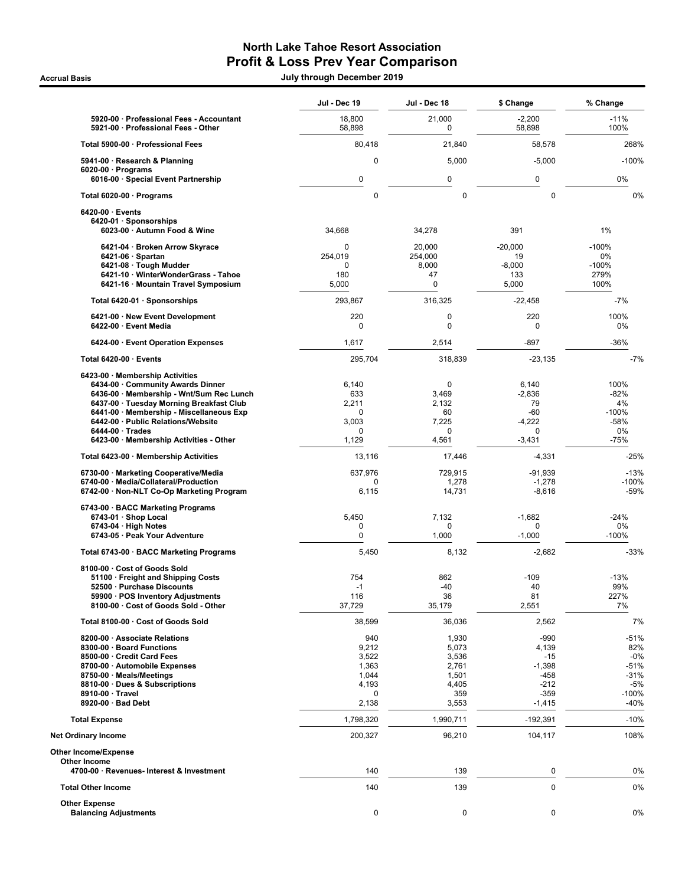# North Lake Tahoe Resort Association
## Profit & Loss Prev Year Comparison

**Accrual Basis** — July through December 2019

| | Jul - Dec 19 | Jul - Dec 18 | $ Change | % Change |
|---|---|---|---|---|
| 5920-00 · Professional Fees - Accountant | 18,800 | 21,000 | -2,200 | -11% |
| 5921-00 · Professional Fees - Other | 58,898 | 0 | 58,898 | 100% |
| **Total 5900-00 · Professional Fees** | 80,418 | 21,840 | 58,578 | 268% |
| 5941-00 · Research & Planning | 0 | 5,000 | -5,000 | -100% |
| 6020-00 · Programs | | | | |
| 6016-00 · Special Event Partnership | 0 | 0 | 0 | 0% |
| **Total 6020-00 · Programs** | 0 | 0 | 0 | 0% |
| 6420-00 · Events | | | | |
| 6420-01 · Sponsorships | | | | |
| 6023-00 · Autumn Food & Wine | 34,668 | 34,278 | 391 | 1% |
| 6421-04 · Broken Arrow Skyrace | 0 | 20,000 | -20,000 | -100% |
| 6421-06 · Spartan | 254,019 | 254,000 | 19 | 0% |
| 6421-08 · Tough Mudder | 0 | 8,000 | -8,000 | -100% |
| 6421-10 · WinterWonderGrass - Tahoe | 180 | 47 | 133 | 279% |
| 6421-16 · Mountain Travel Symposium | 5,000 | 0 | 5,000 | 100% |
| **Total 6420-01 · Sponsorships** | 293,867 | 316,325 | -22,458 | -7% |
| 6421-00 · New Event Development | 220 | 0 | 220 | 100% |
| 6422-00 · Event Media | 0 | 0 | 0 | 0% |
| 6424-00 · Event Operation Expenses | 1,617 | 2,514 | -897 | -36% |
| **Total 6420-00 · Events** | 295,704 | 318,839 | -23,135 | -7% |
| 6423-00 · Membership Activities | | | | |
| 6434-00 · Community Awards Dinner | 6,140 | 0 | 6,140 | 100% |
| 6436-00 · Membership - Wnt/Sum Rec Lunch | 633 | 3,469 | -2,836 | -82% |
| 6437-00 · Tuesday Morning Breakfast Club | 2,211 | 2,132 | 79 | 4% |
| 6441-00 · Membership - Miscellaneous Exp | 0 | 60 | -60 | -100% |
| 6442-00 · Public Relations/Website | 3,003 | 7,225 | -4,222 | -58% |
| 6444-00 · Trades | 0 | 0 | 0 | 0% |
| 6423-00 · Membership Activities - Other | 1,129 | 4,561 | -3,431 | -75% |
| **Total 6423-00 · Membership Activities** | 13,116 | 17,446 | -4,331 | -25% |
| 6730-00 · Marketing Cooperative/Media | 637,976 | 729,915 | -91,939 | -13% |
| 6740-00 · Media/Collateral/Production | 0 | 1,278 | -1,278 | -100% |
| 6742-00 · Non-NLT Co-Op Marketing Program | 6,115 | 14,731 | -8,616 | -59% |
| 6743-00 · BACC Marketing Programs | | | | |
| 6743-01 · Shop Local | 5,450 | 7,132 | -1,682 | -24% |
| 6743-04 · High Notes | 0 | 0 | 0 | 0% |
| 6743-05 · Peak Your Adventure | 0 | 1,000 | -1,000 | -100% |
| **Total 6743-00 · BACC Marketing Programs** | 5,450 | 8,132 | -2,682 | -33% |
| 8100-00 · Cost of Goods Sold | | | | |
| 51100 · Freight and Shipping Costs | 754 | 862 | -109 | -13% |
| 52500 · Purchase Discounts | -1 | -40 | 40 | 99% |
| 59900 · POS Inventory Adjustments | 116 | 36 | 81 | 227% |
| 8100-00 · Cost of Goods Sold - Other | 37,729 | 35,179 | 2,551 | 7% |
| **Total 8100-00 · Cost of Goods Sold** | 38,599 | 36,036 | 2,562 | 7% |
| 8200-00 · Associate Relations | 940 | 1,930 | -990 | -51% |
| 8300-00 · Board Functions | 9,212 | 5,073 | 4,139 | 82% |
| 8500-00 · Credit Card Fees | 3,522 | 3,536 | -15 | -0% |
| 8700-00 · Automobile Expenses | 1,363 | 2,761 | -1,398 | -51% |
| 8750-00 · Meals/Meetings | 1,044 | 1,501 | -458 | -31% |
| 8810-00 · Dues & Subscriptions | 4,193 | 4,405 | -212 | -5% |
| 8910-00 · Travel | 0 | 359 | -359 | -100% |
| 8920-00 · Bad Debt | 2,138 | 3,553 | -1,415 | -40% |
| **Total Expense** | 1,798,320 | 1,990,711 | -192,391 | -10% |
| **Net Ordinary Income** | 200,327 | 96,210 | 104,117 | 108% |
| **Other Income/Expense** | | | | |
| **Other Income** | | | | |
| 4700-00 · Revenues- Interest & Investment | 140 | 139 | 0 | 0% |
| **Total Other Income** | 140 | 139 | 0 | 0% |
| **Other Expense** | | | | |
| Balancing Adjustments | 0 | 0 | 0 | 0% |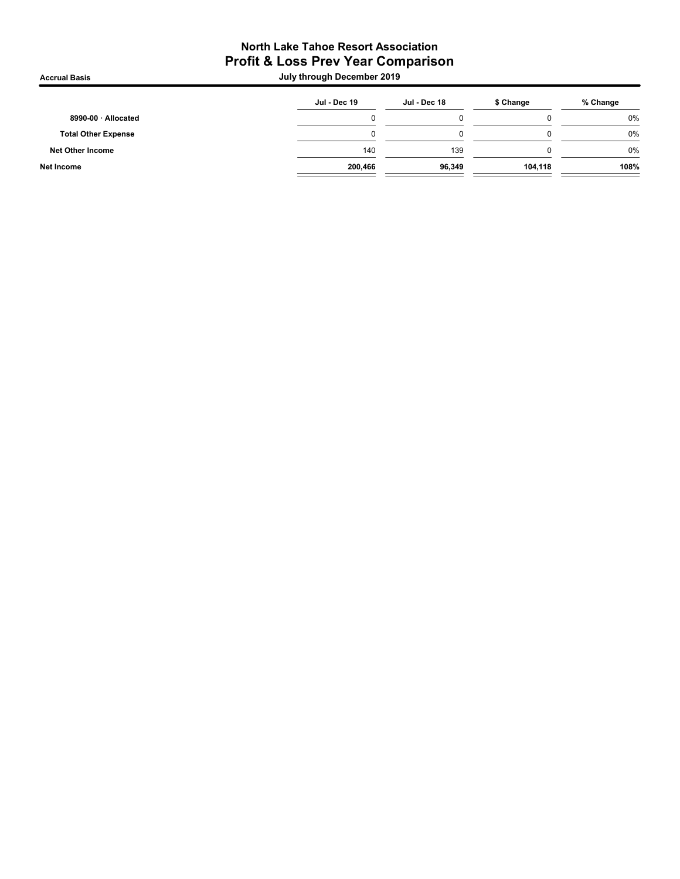# North Lake Tahoe Resort Association
## Profit & Loss Prev Year Comparison

**Accrual Basis** — **July through December 2019**

| | Jul - Dec 19 | Jul - Dec 18 | $ Change | % Change |
|---|---|---|---|---|
| **8990-00 · Allocated** | 0 | 0 | 0 | 0% |
| **Total Other Expense** | 0 | 0 | 0 | 0% |
| **Net Other Income** | 140 | 139 | 0 | 0% |
| **Net Income** | **200,466** | **96,349** | **104,118** | **108%** |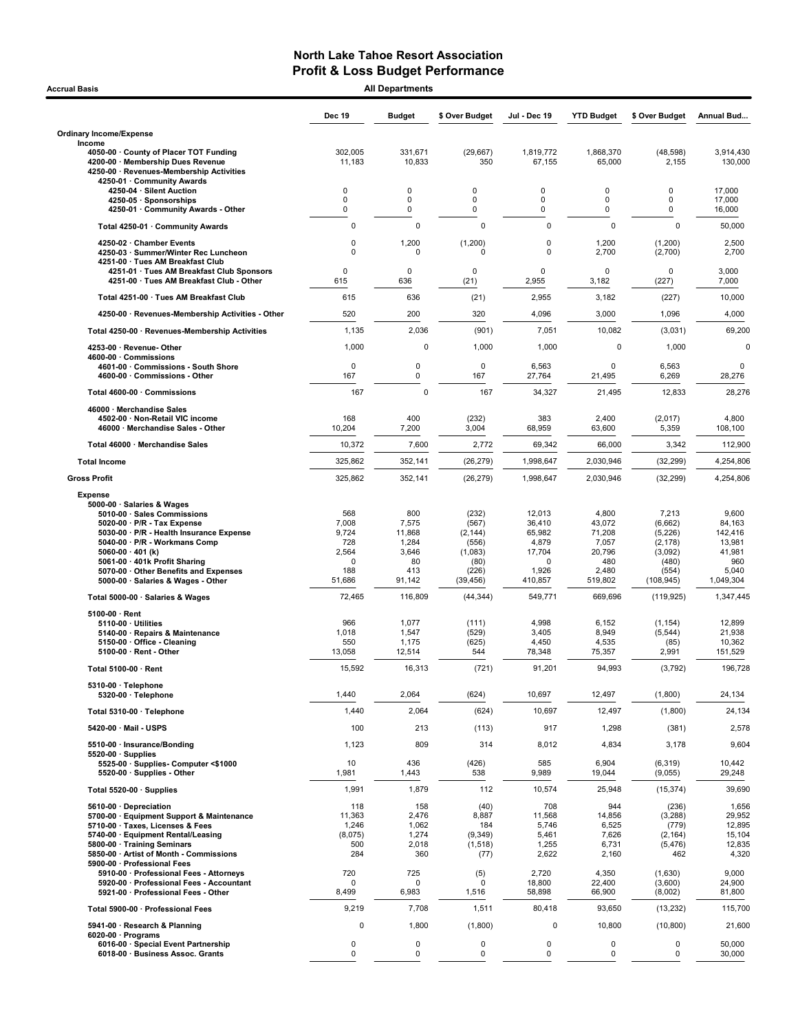# North Lake Tahoe Resort Association

## Profit & Loss Budget Performance

**Accrual Basis** — **All Departments**

| | Dec 19 | Budget | $ Over Budget | Jul - Dec 19 | YTD Budget | $ Over Budget | Annual Bud... |
|---|---|---|---|---|---|---|---|
| **Ordinary Income/Expense** | | | | | | | |
| Income | | | | | | | |
| 4050-00 · County of Placer TOT Funding | 302,005 | 331,671 | (29,667) | 1,819,772 | 1,868,370 | (48,598) | 3,914,430 |
| 4200-00 · Membership Dues Revenue | 11,183 | 10,833 | 350 | 67,155 | 65,000 | 2,155 | 130,000 |
| 4250-00 · Revenues-Membership Activities | | | | | | | |
| 4250-01 · Community Awards | | | | | | | |
| 4250-04 · Silent Auction | 0 | 0 | 0 | 0 | 0 | 0 | 17,000 |
| 4250-05 · Sponsorships | 0 | 0 | 0 | 0 | 0 | 0 | 17,000 |
| 4250-01 · Community Awards - Other | 0 | 0 | 0 | 0 | 0 | 0 | 16,000 |
| Total 4250-01 · Community Awards | 0 | 0 | 0 | 0 | 0 | 0 | 50,000 |
| 4250-02 · Chamber Events | 0 | 1,200 | (1,200) | 0 | 1,200 | (1,200) | 2,500 |
| 4250-03 · Summer/Winter Rec Luncheon | 0 | 0 | 0 | 0 | 2,700 | (2,700) | 2,700 |
| 4251-00 · Tues AM Breakfast Club | | | | | | | |
| 4251-01 · Tues AM Breakfast Club Sponsors | 0 | 0 | 0 | 0 | 0 | 0 | 3,000 |
| 4251-00 · Tues AM Breakfast Club - Other | 615 | 636 | (21) | 2,955 | 3,182 | (227) | 7,000 |
| Total 4251-00 · Tues AM Breakfast Club | 615 | 636 | (21) | 2,955 | 3,182 | (227) | 10,000 |
| 4250-00 · Revenues-Membership Activities - Other | 520 | 200 | 320 | 4,096 | 3,000 | 1,096 | 4,000 |
| Total 4250-00 · Revenues-Membership Activities | 1,135 | 2,036 | (901) | 7,051 | 10,082 | (3,031) | 69,200 |
| 4253-00 · Revenue- Other | 1,000 | 0 | 1,000 | 1,000 | 0 | 1,000 | 0 |
| 4600-00 · Commissions | | | | | | | |
| 4601-00 · Commissions - South Shore | 0 | 0 | 0 | 6,563 | 0 | 6,563 | 0 |
| 4600-00 · Commissions - Other | 167 | 0 | 167 | 27,764 | 21,495 | 6,269 | 28,276 |
| Total 4600-00 · Commissions | 167 | 0 | 167 | 34,327 | 21,495 | 12,833 | 28,276 |
| 46000 · Merchandise Sales | | | | | | | |
| 4502-00 · Non-Retail VIC income | 168 | 400 | (232) | 383 | 2,400 | (2,017) | 4,800 |
| 46000 · Merchandise Sales - Other | 10,204 | 7,200 | 3,004 | 68,959 | 63,600 | 5,359 | 108,100 |
| Total 46000 · Merchandise Sales | 10,372 | 7,600 | 2,772 | 69,342 | 66,000 | 3,342 | 112,900 |
| **Total Income** | 325,862 | 352,141 | (26,279) | 1,998,647 | 2,030,946 | (32,299) | 4,254,806 |
| **Gross Profit** | 325,862 | 352,141 | (26,279) | 1,998,647 | 2,030,946 | (32,299) | 4,254,806 |
| Expense | | | | | | | |
| 5000-00 · Salaries & Wages | | | | | | | |
| 5010-00 · Sales Commissions | 568 | 800 | (232) | 12,013 | 4,800 | 7,213 | 9,600 |
| 5020-00 · P/R - Tax Expense | 7,008 | 7,575 | (567) | 36,410 | 43,072 | (6,662) | 84,163 |
| 5030-00 · P/R - Health Insurance Expense | 9,724 | 11,868 | (2,144) | 65,982 | 71,208 | (5,226) | 142,416 |
| 5040-00 · P/R - Workmans Comp | 728 | 1,284 | (556) | 4,879 | 7,057 | (2,178) | 13,981 |
| 5060-00 · 401 (k) | 2,564 | 3,646 | (1,083) | 17,704 | 20,796 | (3,092) | 41,981 |
| 5061-00 · 401k Profit Sharing | 0 | 80 | (80) | 0 | 480 | (480) | 960 |
| 5070-00 · Other Benefits and Expenses | 188 | 413 | (226) | 1,926 | 2,480 | (554) | 5,040 |
| 5000-00 · Salaries & Wages - Other | 51,686 | 91,142 | (39,456) | 410,857 | 519,802 | (108,945) | 1,049,304 |
| Total 5000-00 · Salaries & Wages | 72,465 | 116,809 | (44,344) | 549,771 | 669,696 | (119,925) | 1,347,445 |
| 5100-00 · Rent | | | | | | | |
| 5110-00 · Utilities | 966 | 1,077 | (111) | 4,998 | 6,152 | (1,154) | 12,899 |
| 5140-00 · Repairs & Maintenance | 1,018 | 1,547 | (529) | 3,405 | 8,949 | (5,544) | 21,938 |
| 5150-00 · Office - Cleaning | 550 | 1,175 | (625) | 4,450 | 4,535 | (85) | 10,362 |
| 5100-00 · Rent - Other | 13,058 | 12,514 | 544 | 78,348 | 75,357 | 2,991 | 151,529 |
| Total 5100-00 · Rent | 15,592 | 16,313 | (721) | 91,201 | 94,993 | (3,792) | 196,728 |
| 5310-00 · Telephone | | | | | | | |
| 5320-00 · Telephone | 1,440 | 2,064 | (624) | 10,697 | 12,497 | (1,800) | 24,134 |
| Total 5310-00 · Telephone | 1,440 | 2,064 | (624) | 10,697 | 12,497 | (1,800) | 24,134 |
| 5420-00 · Mail - USPS | 100 | 213 | (113) | 917 | 1,298 | (381) | 2,578 |
| 5510-00 · Insurance/Bonding | 1,123 | 809 | 314 | 8,012 | 4,834 | 3,178 | 9,604 |
| 5520-00 · Supplies | | | | | | | |
| 5525-00 · Supplies- Computer <$1000 | 10 | 436 | (426) | 585 | 6,904 | (6,319) | 10,442 |
| 5520-00 · Supplies - Other | 1,981 | 1,443 | 538 | 9,989 | 19,044 | (9,055) | 29,248 |
| Total 5520-00 · Supplies | 1,991 | 1,879 | 112 | 10,574 | 25,948 | (15,374) | 39,690 |
| 5610-00 · Depreciation | 118 | 158 | (40) | 708 | 944 | (236) | 1,656 |
| 5700-00 · Equipment Support & Maintenance | 11,363 | 2,476 | 8,887 | 11,568 | 14,856 | (3,288) | 29,952 |
| 5710-00 · Taxes, Licenses & Fees | 1,246 | 1,062 | 184 | 5,746 | 6,525 | (779) | 12,895 |
| 5740-00 · Equipment Rental/Leasing | (8,075) | 1,274 | (9,349) | 5,461 | 7,626 | (2,164) | 15,104 |
| 5800-00 · Training Seminars | 500 | 2,018 | (1,518) | 1,255 | 6,731 | (5,476) | 12,835 |
| 5850-00 · Artist of Month - Commissions | 284 | 360 | (77) | 2,622 | 2,160 | 462 | 4,320 |
| 5900-00 · Professional Fees | | | | | | | |
| 5910-00 · Professional Fees - Attorneys | 720 | 725 | (5) | 2,720 | 4,350 | (1,630) | 9,000 |
| 5920-00 · Professional Fees - Accountant | 0 | 0 | 0 | 18,800 | 22,400 | (3,600) | 24,900 |
| 5921-00 · Professional Fees - Other | 8,499 | 6,983 | 1,516 | 58,898 | 66,900 | (8,002) | 81,800 |
| Total 5900-00 · Professional Fees | 9,219 | 7,708 | 1,511 | 80,418 | 93,650 | (13,232) | 115,700 |
| 5941-00 · Research & Planning | 0 | 1,800 | (1,800) | 0 | 10,800 | (10,800) | 21,600 |
| 6020-00 · Programs | | | | | | | |
| 6016-00 · Special Event Partnership | 0 | 0 | 0 | 0 | 0 | 0 | 50,000 |
| 6018-00 · Business Assoc. Grants | 0 | 0 | 0 | 0 | 0 | 0 | 30,000 |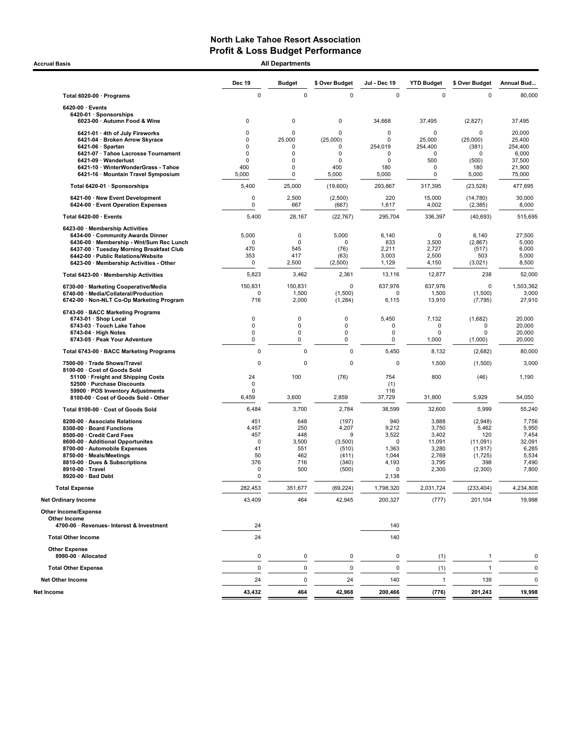# North Lake Tahoe Resort Association
## Profit & Loss Budget Performance

**Accrual Basis** — **All Departments**

| | Dec 19 | Budget | $ Over Budget | Jul - Dec 19 | YTD Budget | $ Over Budget | Annual Bud... |
|---|---|---|---|---|---|---|---|
| **Total 6020-00 · Programs** | 0 | 0 | 0 | 0 | 0 | 0 | 80,000 |
| **6420-00 · Events** | | | | | | | |
| **6420-01 · Sponsorships** | | | | | | | |
| **6023-00 · Autumn Food & Wine** | 0 | 0 | 0 | 34,668 | 37,495 | (2,827) | 37,495 |
| **6421-01 · 4th of July Fireworks** | 0 | 0 | 0 | 0 | 0 | 0 | 20,000 |
| **6421-04 · Broken Arrow Skyrace** | 0 | 25,000 | (25,000) | 0 | 25,000 | (25,000) | 25,400 |
| **6421-06 · Spartan** | 0 | 0 | 0 | 254,019 | 254,400 | (381) | 254,400 |
| **6421-07 · Tahoe Lacrosse Tournament** | 0 | 0 | 0 | 0 | 0 | 0 | 6,000 |
| **6421-09 · Wanderlust** | 0 | 0 | 0 | 0 | 500 | (500) | 37,500 |
| **6421-10 · WinterWonderGrass - Tahoe** | 400 | 0 | 400 | 180 | 0 | 180 | 21,900 |
| **6421-16 · Mountain Travel Symposium** | 5,000 | 0 | 5,000 | 5,000 | 0 | 5,000 | 75,000 |
| **Total 6420-01 · Sponsorships** | 5,400 | 25,000 | (19,600) | 293,867 | 317,395 | (23,528) | 477,695 |
| **6421-00 · New Event Development** | 0 | 2,500 | (2,500) | 220 | 15,000 | (14,780) | 30,000 |
| **6424-00 · Event Operation Expenses** | 0 | 667 | (667) | 1,617 | 4,002 | (2,385) | 8,000 |
| **Total 6420-00 · Events** | 5,400 | 28,167 | (22,767) | 295,704 | 336,397 | (40,693) | 515,695 |
| **6423-00 · Membership Activities** | | | | | | | |
| **6434-00 · Community Awards Dinner** | 5,000 | 0 | 5,000 | 6,140 | 0 | 6,140 | 27,500 |
| **6436-00 · Membership - Wnt/Sum Rec Lunch** | 0 | 0 | 0 | 633 | 3,500 | (2,867) | 5,000 |
| **6437-00 · Tuesday Morning Breakfast Club** | 470 | 545 | (76) | 2,211 | 2,727 | (517) | 6,000 |
| **6442-00 · Public Relations/Website** | 353 | 417 | (63) | 3,003 | 2,500 | 503 | 5,000 |
| **6423-00 · Membership Activities - Other** | 0 | 2,500 | (2,500) | 1,129 | 4,150 | (3,021) | 8,500 |
| **Total 6423-00 · Membership Activities** | 5,823 | 3,462 | 2,361 | 13,116 | 12,877 | 238 | 52,000 |
| **6730-00 · Marketing Cooperative/Media** | 150,831 | 150,831 | 0 | 637,976 | 637,976 | 0 | 1,503,362 |
| **6740-00 · Media/Collateral/Production** | 0 | 1,500 | (1,500) | 0 | 1,500 | (1,500) | 3,000 |
| **6742-00 · Non-NLT Co-Op Marketing Program** | 716 | 2,000 | (1,284) | 6,115 | 13,910 | (7,795) | 27,910 |
| **6743-00 · BACC Marketing Programs** | | | | | | | |
| **6743-01 · Shop Local** | 0 | 0 | 0 | 5,450 | 7,132 | (1,682) | 20,000 |
| **6743-03 · Touch Lake Tahoe** | 0 | 0 | 0 | 0 | 0 | 0 | 20,000 |
| **6743-04 · High Notes** | 0 | 0 | 0 | 0 | 0 | 0 | 20,000 |
| **6743-05 · Peak Your Adventure** | 0 | 0 | 0 | 0 | 1,000 | (1,000) | 20,000 |
| **Total 6743-00 · BACC Marketing Programs** | 0 | 0 | 0 | 5,450 | 8,132 | (2,682) | 80,000 |
| **7500-00 · Trade Shows/Travel** | 0 | 0 | 0 | 0 | 1,500 | (1,500) | 3,000 |
| **8100-00 · Cost of Goods Sold** | | | | | | | |
| **51100 · Freight and Shipping Costs** | 24 | 100 | (76) | 754 | 800 | (46) | 1,190 |
| **52500 · Purchase Discounts** | 0 | | | (1) | | | |
| **59900 · POS Inventory Adjustments** | 0 | | | 116 | | | |
| **8100-00 · Cost of Goods Sold - Other** | 6,459 | 3,600 | 2,859 | 37,729 | 31,800 | 5,929 | 54,050 |
| **Total 8100-00 · Cost of Goods Sold** | 6,484 | 3,700 | 2,784 | 38,599 | 32,600 | 5,999 | 55,240 |
| **8200-00 · Associate Relations** | 451 | 648 | (197) | 940 | 3,888 | (2,948) | 7,756 |
| **8300-00 · Board Functions** | 4,457 | 250 | 4,207 | 9,212 | 3,750 | 5,462 | 5,950 |
| **8500-00 · Credit Card Fees** | 457 | 448 | 9 | 3,522 | 3,402 | 120 | 7,454 |
| **8600-00 · Additional Opportunites** | 0 | 3,500 | (3,500) | 0 | 11,091 | (11,091) | 32,091 |
| **8700-00 · Automobile Expenses** | 41 | 551 | (510) | 1,363 | 3,280 | (1,917) | 6,285 |
| **8750-00 · Meals/Meetings** | 50 | 462 | (411) | 1,044 | 2,769 | (1,725) | 5,534 |
| **8810-00 · Dues & Subscriptions** | 376 | 716 | (340) | 4,193 | 3,795 | 398 | 7,490 |
| **8910-00 · Travel** | 0 | 500 | (500) | 0 | 2,300 | (2,300) | 7,800 |
| **8920-00 · Bad Debt** | 0 | | | 2,138 | | | |
| **Total Expense** | 282,453 | 351,677 | (69,224) | 1,798,320 | 2,031,724 | (233,404) | 4,234,808 |
| **Net Ordinary Income** | 43,409 | 464 | 42,945 | 200,327 | (777) | 201,104 | 19,998 |
| **Other Income/Expense** | | | | | | | |
| **Other Income** | | | | | | | |
| **4700-00 · Revenues- Interest & Investment** | 24 | | | 140 | | | |
| **Total Other Income** | 24 | | | 140 | | | |
| **Other Expense** | | | | | | | |
| **8990-00 · Allocated** | 0 | 0 | 0 | 0 | (1) | 1 | 0 |
| **Total Other Expense** | 0 | 0 | 0 | 0 | (1) | 1 | 0 |
| **Net Other Income** | 24 | 0 | 24 | 140 | 1 | 139 | 0 |
| **Net Income** | 43,432 | 464 | 42,968 | 200,466 | (776) | 201,243 | 19,998 |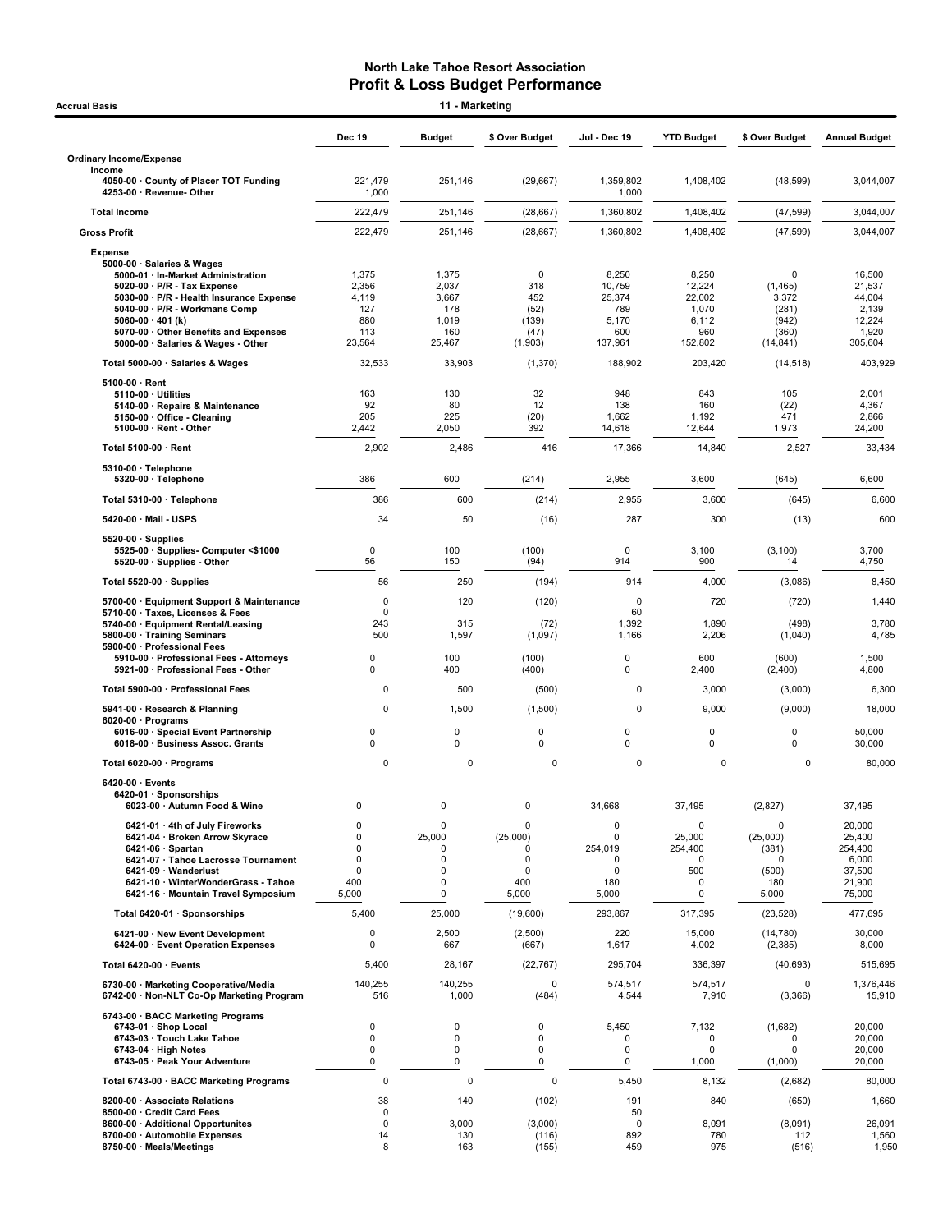# North Lake Tahoe Resort Association
## Profit & Loss Budget Performance

**Accrual Basis** — **11 - Marketing**

| | Dec 19 | Budget | $ Over Budget | Jul - Dec 19 | YTD Budget | $ Over Budget | Annual Budget |
|---|---|---|---|---|---|---|---|
| **Ordinary Income/Expense** | | | | | | | |
| **Income** | | | | | | | |
| 4050-00 · County of Placer TOT Funding | 221,479 | 251,146 | (29,667) | 1,359,802 | 1,408,402 | (48,599) | 3,044,007 |
| 4253-00 · Revenue- Other | 1,000 | | | 1,000 | | | |
| **Total Income** | 222,479 | 251,146 | (28,667) | 1,360,802 | 1,408,402 | (47,599) | 3,044,007 |
| **Gross Profit** | 222,479 | 251,146 | (28,667) | 1,360,802 | 1,408,402 | (47,599) | 3,044,007 |
| **Expense** | | | | | | | |
| 5000-00 · Salaries & Wages | | | | | | | |
| 5000-01 · In-Market Administration | 1,375 | 1,375 | 0 | 8,250 | 8,250 | 0 | 16,500 |
| 5020-00 · P/R - Tax Expense | 2,356 | 2,037 | 318 | 10,759 | 12,224 | (1,465) | 21,537 |
| 5030-00 · P/R - Health Insurance Expense | 4,119 | 3,667 | 452 | 25,374 | 22,002 | 3,372 | 44,004 |
| 5040-00 · P/R - Workmans Comp | 127 | 178 | (52) | 789 | 1,070 | (281) | 2,139 |
| 5060-00 · 401 (k) | 880 | 1,019 | (139) | 5,170 | 6,112 | (942) | 12,224 |
| 5070-00 · Other Benefits and Expenses | 113 | 160 | (47) | 600 | 960 | (360) | 1,920 |
| 5000-00 · Salaries & Wages - Other | 23,564 | 25,467 | (1,903) | 137,961 | 152,802 | (14,841) | 305,604 |
| Total 5000-00 · Salaries & Wages | 32,533 | 33,903 | (1,370) | 188,902 | 203,420 | (14,518) | 403,929 |
| 5100-00 · Rent | | | | | | | |
| 5110-00 · Utilities | 163 | 130 | 32 | 948 | 843 | 105 | 2,001 |
| 5140-00 · Repairs & Maintenance | 92 | 80 | 12 | 138 | 160 | (22) | 4,367 |
| 5150-00 · Office - Cleaning | 205 | 225 | (20) | 1,662 | 1,192 | 471 | 2,866 |
| 5100-00 · Rent - Other | 2,442 | 2,050 | 392 | 14,618 | 12,644 | 1,973 | 24,200 |
| Total 5100-00 · Rent | 2,902 | 2,486 | 416 | 17,366 | 14,840 | 2,527 | 33,434 |
| 5310-00 · Telephone | | | | | | | |
| 5320-00 · Telephone | 386 | 600 | (214) | 2,955 | 3,600 | (645) | 6,600 |
| Total 5310-00 · Telephone | 386 | 600 | (214) | 2,955 | 3,600 | (645) | 6,600 |
| 5420-00 · Mail - USPS | 34 | 50 | (16) | 287 | 300 | (13) | 600 |
| 5520-00 · Supplies | | | | | | | |
| 5525-00 · Supplies- Computer <$1000 | 0 | 100 | (100) | 0 | 3,100 | (3,100) | 3,700 |
| 5520-00 · Supplies - Other | 56 | 150 | (94) | 914 | 900 | 14 | 4,750 |
| Total 5520-00 · Supplies | 56 | 250 | (194) | 914 | 4,000 | (3,086) | 8,450 |
| 5700-00 · Equipment Support & Maintenance | 0 | 120 | (120) | 0 | 720 | (720) | 1,440 |
| 5710-00 · Taxes, Licenses & Fees | 0 | | | 60 | | | |
| 5740-00 · Equipment Rental/Leasing | 243 | 315 | (72) | 1,392 | 1,890 | (498) | 3,780 |
| 5800-00 · Training Seminars | 500 | 1,597 | (1,097) | 1,166 | 2,206 | (1,040) | 4,785 |
| 5900-00 · Professional Fees | | | | | | | |
| 5910-00 · Professional Fees - Attorneys | 0 | 100 | (100) | 0 | 600 | (600) | 1,500 |
| 5921-00 · Professional Fees - Other | 0 | 400 | (400) | 0 | 2,400 | (2,400) | 4,800 |
| Total 5900-00 · Professional Fees | 0 | 500 | (500) | 0 | 3,000 | (3,000) | 6,300 |
| 5941-00 · Research & Planning | 0 | 1,500 | (1,500) | 0 | 9,000 | (9,000) | 18,000 |
| 6020-00 · Programs | | | | | | | |
| 6016-00 · Special Event Partnership | 0 | 0 | 0 | 0 | 0 | 0 | 50,000 |
| 6018-00 · Business Assoc. Grants | 0 | 0 | 0 | 0 | 0 | 0 | 30,000 |
| Total 6020-00 · Programs | 0 | 0 | 0 | 0 | 0 | 0 | 80,000 |
| 6420-00 · Events | | | | | | | |
| 6420-01 · Sponsorships | | | | | | | |
| 6023-00 · Autumn Food & Wine | 0 | 0 | 0 | 34,668 | 37,495 | (2,827) | 37,495 |
| 6421-01 · 4th of July Fireworks | 0 | 0 | 0 | 0 | 0 | 0 | 20,000 |
| 6421-04 · Broken Arrow Skyrace | 0 | 25,000 | (25,000) | 0 | 25,000 | (25,000) | 25,400 |
| 6421-06 · Spartan | 0 | 0 | 0 | 254,019 | 254,400 | (381) | 254,400 |
| 6421-07 · Tahoe Lacrosse Tournament | 0 | 0 | 0 | 0 | 0 | 0 | 6,000 |
| 6421-09 · Wanderlust | 0 | 0 | 0 | 0 | 500 | (500) | 37,500 |
| 6421-10 · WinterWonderGrass - Tahoe | 400 | 0 | 400 | 180 | 0 | 180 | 21,900 |
| 6421-16 · Mountain Travel Symposium | 5,000 | 0 | 5,000 | 5,000 | 0 | 5,000 | 75,000 |
| Total 6420-01 · Sponsorships | 5,400 | 25,000 | (19,600) | 293,867 | 317,395 | (23,528) | 477,695 |
| 6421-00 · New Event Development | 0 | 2,500 | (2,500) | 220 | 15,000 | (14,780) | 30,000 |
| 6424-00 · Event Operation Expenses | 0 | 667 | (667) | 1,617 | 4,002 | (2,385) | 8,000 |
| Total 6420-00 · Events | 5,400 | 28,167 | (22,767) | 295,704 | 336,397 | (40,693) | 515,695 |
| 6730-00 · Marketing Cooperative/Media | 140,255 | 140,255 | 0 | 574,517 | 574,517 | 0 | 1,376,446 |
| 6742-00 · Non-NLT Co-Op Marketing Program | 516 | 1,000 | (484) | 4,544 | 7,910 | (3,366) | 15,910 |
| 6743-00 · BACC Marketing Programs | | | | | | | |
| 6743-01 · Shop Local | 0 | 0 | 0 | 5,450 | 7,132 | (1,682) | 20,000 |
| 6743-03 · Touch Lake Tahoe | 0 | 0 | 0 | 0 | 0 | 0 | 20,000 |
| 6743-04 · High Notes | 0 | 0 | 0 | 0 | 0 | 0 | 20,000 |
| 6743-05 · Peak Your Adventure | 0 | 0 | 0 | 0 | 1,000 | (1,000) | 20,000 |
| Total 6743-00 · BACC Marketing Programs | 0 | 0 | 0 | 5,450 | 8,132 | (2,682) | 80,000 |
| 8200-00 · Associate Relations | 38 | 140 | (102) | 191 | 840 | (650) | 1,660 |
| 8500-00 · Credit Card Fees | 0 | | | 50 | | | |
| 8600-00 · Additional Opportunites | 0 | 3,000 | (3,000) | 0 | 8,091 | (8,091) | 26,091 |
| 8700-00 · Automobile Expenses | 14 | 130 | (116) | 892 | 780 | 112 | 1,560 |
| 8750-00 · Meals/Meetings | 8 | 163 | (155) | 459 | 975 | (516) | 1,950 |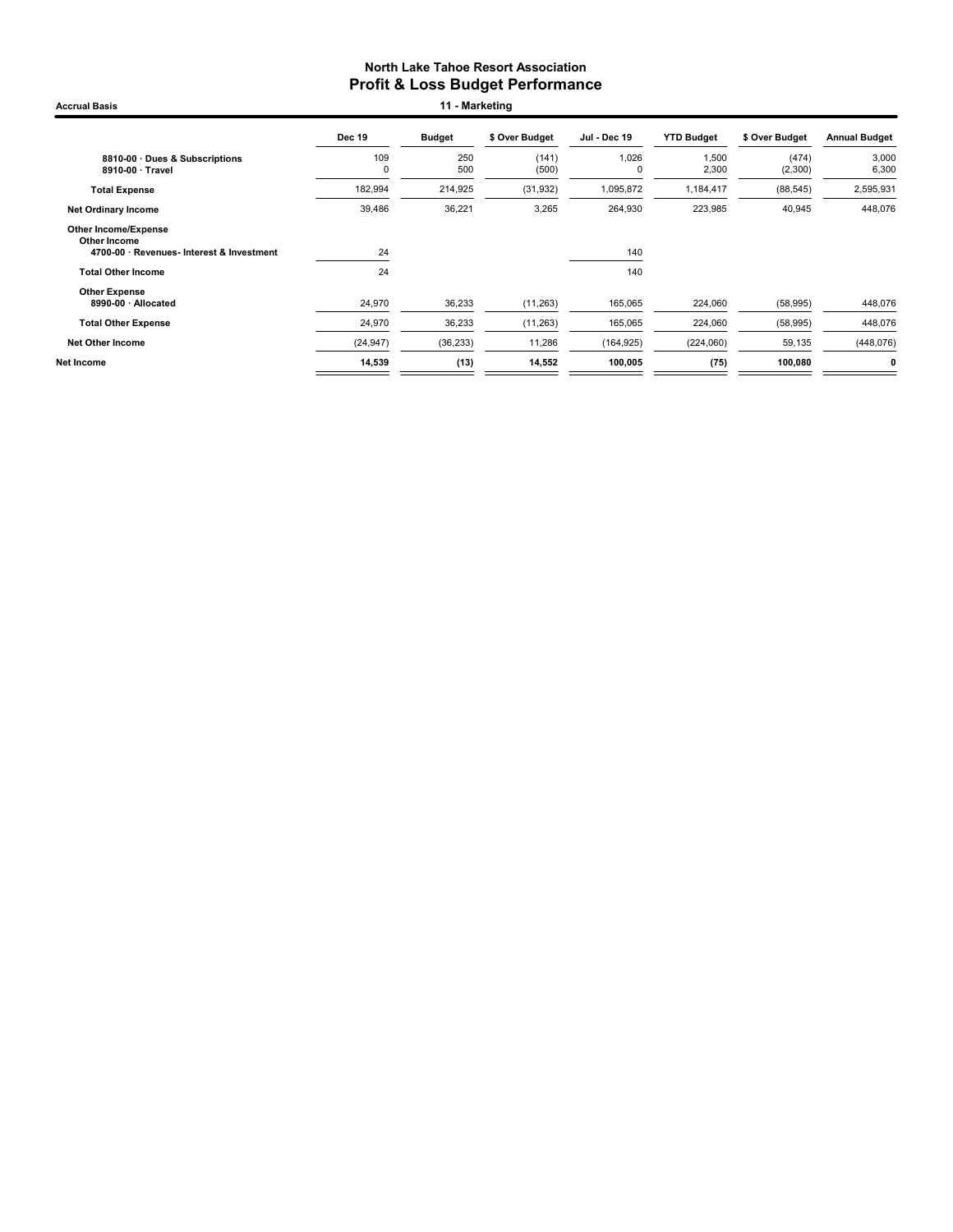**North Lake Tahoe Resort Association**

# Profit & Loss Budget Performance

Accrual Basis

11 - Marketing

| | Dec 19 | Budget | $ Over Budget | Jul - Dec 19 | YTD Budget | $ Over Budget | Annual Budget |
|---|---|---|---|---|---|---|---|
| 8810-00 · Dues & Subscriptions | 109 | 250 | (141) | 1,026 | 1,500 | (474) | 3,000 |
| 8910-00 · Travel | 0 | 500 | (500) | 0 | 2,300 | (2,300) | 6,300 |
| **Total Expense** | 182,994 | 214,925 | (31,932) | 1,095,872 | 1,184,417 | (88,545) | 2,595,931 |
| **Net Ordinary Income** | 39,486 | 36,221 | 3,265 | 264,930 | 223,985 | 40,945 | 448,076 |
| **Other Income/Expense** | | | | | | | |
| **Other Income** | | | | | | | |
| 4700-00 · Revenues- Interest & Investment | 24 | | | 140 | | | |
| **Total Other Income** | 24 | | | 140 | | | |
| **Other Expense** | | | | | | | |
| 8990-00 · Allocated | 24,970 | 36,233 | (11,263) | 165,065 | 224,060 | (58,995) | 448,076 |
| **Total Other Expense** | 24,970 | 36,233 | (11,263) | 165,065 | 224,060 | (58,995) | 448,076 |
| **Net Other Income** | (24,947) | (36,233) | 11,286 | (164,925) | (224,060) | 59,135 | (448,076) |
| **Net Income** | **14,539** | **(13)** | **14,552** | **100,005** | **(75)** | **100,080** | **0** |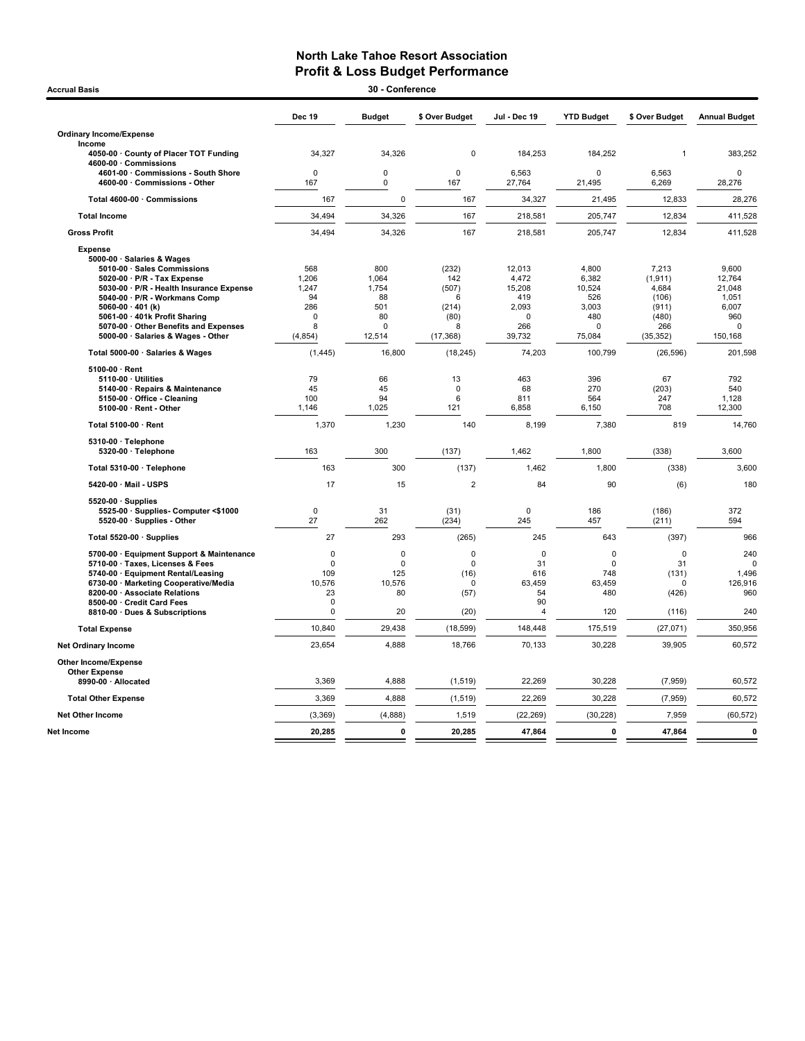# North Lake Tahoe Resort Association
## Profit & Loss Budget Performance

**Accrual Basis** — **30 - Conference**

| | Dec 19 | Budget | $ Over Budget | Jul - Dec 19 | YTD Budget | $ Over Budget | Annual Budget |
|---|---|---|---|---|---|---|---|
| **Ordinary Income/Expense** | | | | | | | |
| **Income** | | | | | | | |
| 4050-00 · County of Placer TOT Funding | 34,327 | 34,326 | 0 | 184,253 | 184,252 | 1 | 383,252 |
| 4600-00 · Commissions | | | | | | | |
| 4601-00 · Commissions - South Shore | 0 | 0 | 0 | 6,563 | 0 | 6,563 | 0 |
| 4600-00 · Commissions - Other | 167 | 0 | 167 | 27,764 | 21,495 | 6,269 | 28,276 |
| **Total 4600-00 · Commissions** | 167 | 0 | 167 | 34,327 | 21,495 | 12,833 | 28,276 |
| **Total Income** | 34,494 | 34,326 | 167 | 218,581 | 205,747 | 12,834 | 411,528 |
| **Gross Profit** | 34,494 | 34,326 | 167 | 218,581 | 205,747 | 12,834 | 411,528 |
| **Expense** | | | | | | | |
| 5000-00 · Salaries & Wages | | | | | | | |
| 5010-00 · Sales Commissions | 568 | 800 | (232) | 12,013 | 4,800 | 7,213 | 9,600 |
| 5020-00 · P/R - Tax Expense | 1,206 | 1,064 | 142 | 4,472 | 6,382 | (1,911) | 12,764 |
| 5030-00 · P/R - Health Insurance Expense | 1,247 | 1,754 | (507) | 15,208 | 10,524 | 4,684 | 21,048 |
| 5040-00 · P/R - Workmans Comp | 94 | 88 | 6 | 419 | 526 | (106) | 1,051 |
| 5060-00 · 401 (k) | 286 | 501 | (214) | 2,093 | 3,003 | (911) | 6,007 |
| 5061-00 · 401k Profit Sharing | 0 | 80 | (80) | 0 | 480 | (480) | 960 |
| 5070-00 · Other Benefits and Expenses | 8 | 0 | 8 | 266 | 0 | 266 | 0 |
| 5000-00 · Salaries & Wages - Other | (4,854) | 12,514 | (17,368) | 39,732 | 75,084 | (35,352) | 150,168 |
| **Total 5000-00 · Salaries & Wages** | (1,445) | 16,800 | (18,245) | 74,203 | 100,799 | (26,596) | 201,598 |
| 5100-00 · Rent | | | | | | | |
| 5110-00 · Utilities | 79 | 66 | 13 | 463 | 396 | 67 | 792 |
| 5140-00 · Repairs & Maintenance | 45 | 45 | 0 | 68 | 270 | (203) | 540 |
| 5150-00 · Office - Cleaning | 100 | 94 | 6 | 811 | 564 | 247 | 1,128 |
| 5100-00 · Rent - Other | 1,146 | 1,025 | 121 | 6,858 | 6,150 | 708 | 12,300 |
| **Total 5100-00 · Rent** | 1,370 | 1,230 | 140 | 8,199 | 7,380 | 819 | 14,760 |
| 5310-00 · Telephone | | | | | | | |
| 5320-00 · Telephone | 163 | 300 | (137) | 1,462 | 1,800 | (338) | 3,600 |
| **Total 5310-00 · Telephone** | 163 | 300 | (137) | 1,462 | 1,800 | (338) | 3,600 |
| 5420-00 · Mail - USPS | 17 | 15 | 2 | 84 | 90 | (6) | 180 |
| 5520-00 · Supplies | | | | | | | |
| 5525-00 · Supplies- Computer <$1000 | 0 | 31 | (31) | 0 | 186 | (186) | 372 |
| 5520-00 · Supplies - Other | 27 | 262 | (234) | 245 | 457 | (211) | 594 |
| **Total 5520-00 · Supplies** | 27 | 293 | (265) | 245 | 643 | (397) | 966 |
| 5700-00 · Equipment Support & Maintenance | 0 | 0 | 0 | 0 | 0 | 0 | 240 |
| 5710-00 · Taxes, Licenses & Fees | 0 | 0 | 0 | 31 | 0 | 31 | 0 |
| 5740-00 · Equipment Rental/Leasing | 109 | 125 | (16) | 616 | 748 | (131) | 1,496 |
| 6730-00 · Marketing Cooperative/Media | 10,576 | 10,576 | 0 | 63,459 | 63,459 | 0 | 126,916 |
| 8200-00 · Associate Relations | 23 | 80 | (57) | 54 | 480 | (426) | 960 |
| 8500-00 · Credit Card Fees | 0 | | | 90 | | | |
| 8810-00 · Dues & Subscriptions | 0 | 20 | (20) | 4 | 120 | (116) | 240 |
| **Total Expense** | 10,840 | 29,438 | (18,599) | 148,448 | 175,519 | (27,071) | 350,956 |
| **Net Ordinary Income** | 23,654 | 4,888 | 18,766 | 70,133 | 30,228 | 39,905 | 60,572 |
| **Other Income/Expense** | | | | | | | |
| **Other Expense** | | | | | | | |
| 8990-00 · Allocated | 3,369 | 4,888 | (1,519) | 22,269 | 30,228 | (7,959) | 60,572 |
| **Total Other Expense** | 3,369 | 4,888 | (1,519) | 22,269 | 30,228 | (7,959) | 60,572 |
| **Net Other Income** | (3,369) | (4,888) | 1,519 | (22,269) | (30,228) | 7,959 | (60,572) |
| **Net Income** | **20,285** | **0** | **20,285** | **47,864** | **0** | **47,864** | **0** |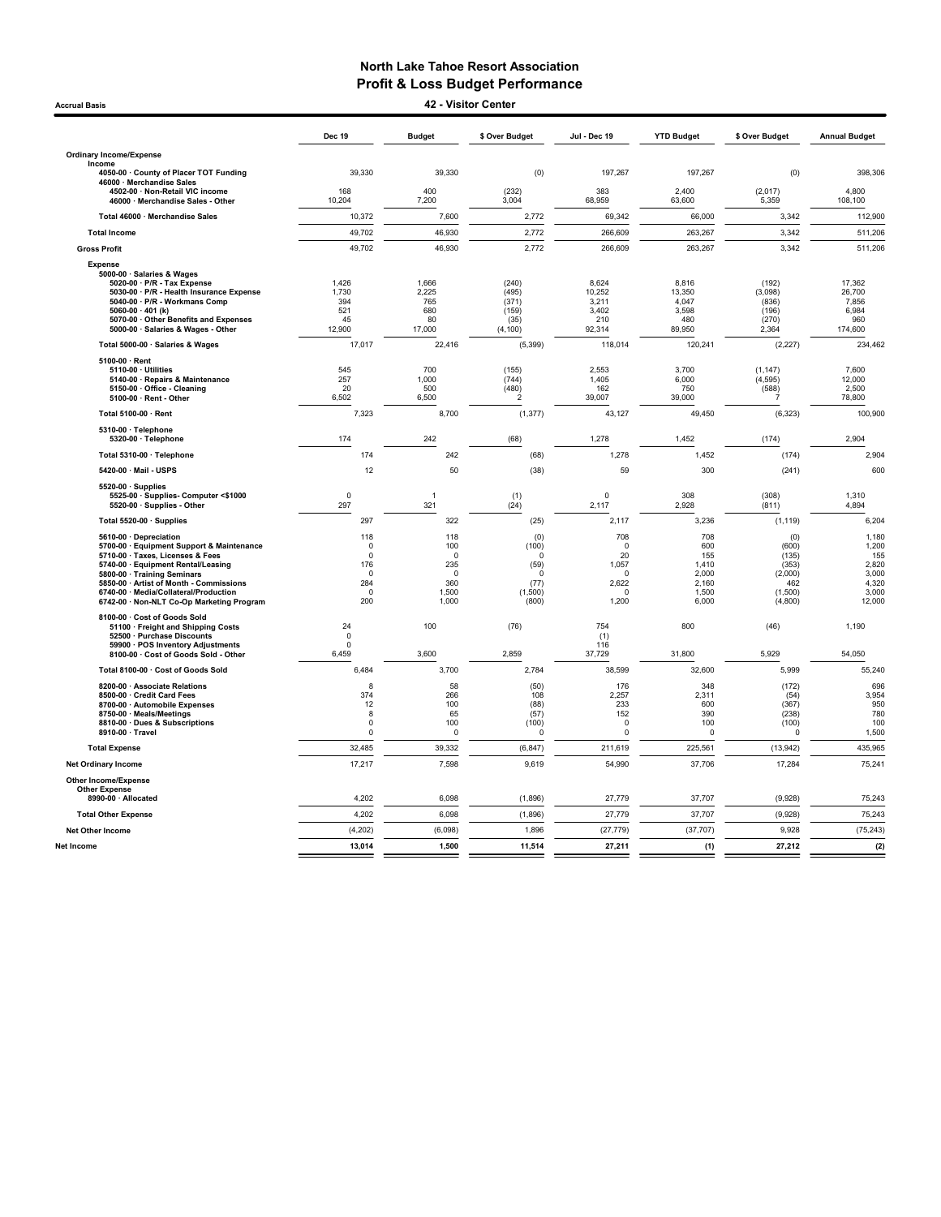# North Lake Tahoe Resort Association
## Profit & Loss Budget Performance
### 42 - Visitor Center

Accrual Basis

| | Dec 19 | Budget | $ Over Budget | Jul - Dec 19 | YTD Budget | $ Over Budget | Annual Budget |
|---|---|---|---|---|---|---|---|
| **Ordinary Income/Expense** | | | | | | | |
| **Income** | | | | | | | |
| 4050-00 · County of Placer TOT Funding | 39,330 | 39,330 | (0) | 197,267 | 197,267 | (0) | 398,306 |
| 46000 · Merchandise Sales | | | | | | | |
| 4502-00 · Non-Retail VIC income | 168 | 400 | (232) | 383 | 2,400 | (2,017) | 4,800 |
| 46000 · Merchandise Sales - Other | 10,204 | 7,200 | 3,004 | 68,959 | 63,600 | 5,359 | 108,100 |
| Total 46000 · Merchandise Sales | 10,372 | 7,600 | 2,772 | 69,342 | 66,000 | 3,342 | 112,900 |
| **Total Income** | 49,702 | 46,930 | 2,772 | 266,609 | 263,267 | 3,342 | 511,206 |
| **Gross Profit** | 49,702 | 46,930 | 2,772 | 266,609 | 263,267 | 3,342 | 511,206 |
| **Expense** | | | | | | | |
| 5000-00 · Salaries & Wages | | | | | | | |
| 5020-00 · P/R - Tax Expense | 1,426 | 1,666 | (240) | 8,624 | 8,816 | (192) | 17,362 |
| 5030-00 · P/R - Health Insurance Expense | 1,730 | 2,225 | (495) | 10,252 | 13,350 | (3,098) | 26,700 |
| 5040-00 · P/R - Workmans Comp | 394 | 765 | (371) | 3,211 | 4,047 | (836) | 7,856 |
| 5060-00 · 401 (k) | 521 | 680 | (159) | 3,402 | 3,598 | (196) | 6,984 |
| 5070-00 · Other Benefits and Expenses | 45 | 80 | (35) | 210 | 480 | (270) | 960 |
| 5000-00 · Salaries & Wages - Other | 12,900 | 17,000 | (4,100) | 92,314 | 89,950 | 2,364 | 174,600 |
| Total 5000-00 · Salaries & Wages | 17,017 | 22,416 | (5,399) | 118,014 | 120,241 | (2,227) | 234,462 |
| 5100-00 · Rent | | | | | | | |
| 5110-00 · Utilities | 545 | 700 | (155) | 2,553 | 3,700 | (1,147) | 7,600 |
| 5140-00 · Repairs & Maintenance | 257 | 1,000 | (744) | 1,405 | 6,000 | (4,595) | 12,000 |
| 5150-00 · Office - Cleaning | 20 | 500 | (480) | 162 | 750 | (588) | 2,500 |
| 5100-00 · Rent - Other | 6,502 | 6,500 | 2 | 39,007 | 39,000 | 7 | 78,800 |
| Total 5100-00 · Rent | 7,323 | 8,700 | (1,377) | 43,127 | 49,450 | (6,323) | 100,900 |
| 5310-00 · Telephone | | | | | | | |
| 5320-00 · Telephone | 174 | 242 | (68) | 1,278 | 1,452 | (174) | 2,904 |
| Total 5310-00 · Telephone | 174 | 242 | (68) | 1,278 | 1,452 | (174) | 2,904 |
| 5420-00 · Mail - USPS | 12 | 50 | (38) | 59 | 300 | (241) | 600 |
| 5520-00 · Supplies | | | | | | | |
| 5525-00 · Supplies- Computer <$1000 | 0 | 1 | (1) | 0 | 308 | (308) | 1,310 |
| 5520-00 · Supplies - Other | 297 | 321 | (24) | 2,117 | 2,928 | (811) | 4,894 |
| Total 5520-00 · Supplies | 297 | 322 | (25) | 2,117 | 3,236 | (1,119) | 6,204 |
| 5610-00 · Depreciation | 118 | 118 | (0) | 708 | 708 | (0) | 1,180 |
| 5700-00 · Equipment Support & Maintenance | 0 | 100 | (100) | 0 | 600 | (600) | 1,200 |
| 5710-00 · Taxes, Licenses & Fees | 0 | 0 | 0 | 20 | 155 | (135) | 155 |
| 5740-00 · Equipment Rental/Leasing | 176 | 235 | (59) | 1,057 | 1,410 | (353) | 2,820 |
| 5800-00 · Training Seminars | 0 | 0 | 0 | 0 | 2,000 | (2,000) | 3,000 |
| 5850-00 · Artist of Month - Commissions | 284 | 360 | (77) | 2,622 | 2,160 | 462 | 4,320 |
| 6740-00 · Media/Collateral/Production | 0 | 1,500 | (1,500) | 0 | 1,500 | (1,500) | 3,000 |
| 6742-00 · Non-NLT Co-Op Marketing Program | 200 | 1,000 | (800) | 1,200 | 6,000 | (4,800) | 12,000 |
| 8100-00 · Cost of Goods Sold | | | | | | | |
| 51100 · Freight and Shipping Costs | 24 | 100 | (76) | 754 | 800 | (46) | 1,190 |
| 52500 · Purchase Discounts | 0 | | | (1) | | | |
| 59900 · POS Inventory Adjustments | 0 | | | 116 | | | |
| 8100-00 · Cost of Goods Sold - Other | 6,459 | 3,600 | 2,859 | 37,729 | 31,800 | 5,929 | 54,050 |
| Total 8100-00 · Cost of Goods Sold | 6,484 | 3,700 | 2,784 | 38,599 | 32,600 | 5,999 | 55,240 |
| 8200-00 · Associate Relations | 8 | 58 | (50) | 176 | 348 | (172) | 696 |
| 8500-00 · Credit Card Fees | 374 | 266 | 108 | 2,257 | 2,311 | (54) | 3,954 |
| 8700-00 · Automobile Expenses | 12 | 100 | (88) | 233 | 600 | (367) | 950 |
| 8750-00 · Meals/Meetings | 8 | 65 | (57) | 152 | 390 | (238) | 780 |
| 8810-00 · Dues & Subscriptions | 0 | 100 | (100) | 0 | 100 | (100) | 100 |
| 8910-00 · Travel | 0 | 0 | 0 | 0 | 0 | 0 | 1,500 |
| **Total Expense** | 32,485 | 39,332 | (6,847) | 211,619 | 225,561 | (13,942) | 435,965 |
| **Net Ordinary Income** | 17,217 | 7,598 | 9,619 | 54,990 | 37,706 | 17,284 | 75,241 |
| **Other Income/Expense** | | | | | | | |
| **Other Expense** | | | | | | | |
| 8990-00 · Allocated | 4,202 | 6,098 | (1,896) | 27,779 | 37,707 | (9,928) | 75,243 |
| **Total Other Expense** | 4,202 | 6,098 | (1,896) | 27,779 | 37,707 | (9,928) | 75,243 |
| **Net Other Income** | (4,202) | (6,098) | 1,896 | (27,779) | (37,707) | 9,928 | (75,243) |
| **Net Income** | **13,014** | **1,500** | **11,514** | **27,211** | **(1)** | **27,212** | **(2)** |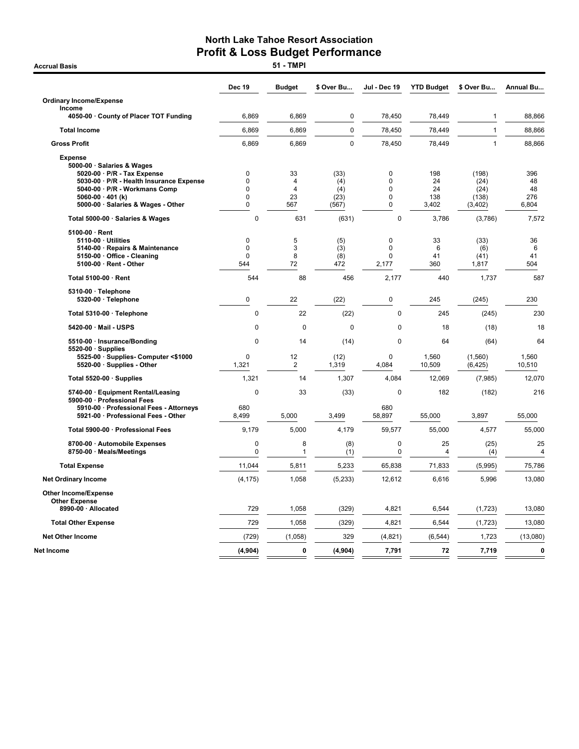# North Lake Tahoe Resort Association
## Profit & Loss Budget Performance

**Accrual Basis** — **51 - TMPI**

| | Dec 19 | Budget | $ Over Bu... | Jul - Dec 19 | YTD Budget | $ Over Bu... | Annual Bu... |
|---|---|---|---|---|---|---|---|
| **Ordinary Income/Expense** | | | | | | | |
| **Income** | | | | | | | |
| 4050-00 · County of Placer TOT Funding | 6,869 | 6,869 | 0 | 78,450 | 78,449 | 1 | 88,866 |
| **Total Income** | 6,869 | 6,869 | 0 | 78,450 | 78,449 | 1 | 88,866 |
| **Gross Profit** | 6,869 | 6,869 | 0 | 78,450 | 78,449 | 1 | 88,866 |
| **Expense** | | | | | | | |
| 5000-00 · Salaries & Wages | | | | | | | |
| 5020-00 · P/R - Tax Expense | 0 | 33 | (33) | 0 | 198 | (198) | 396 |
| 5030-00 · P/R - Health Insurance Expense | 0 | 4 | (4) | 0 | 24 | (24) | 48 |
| 5040-00 · P/R - Workmans Comp | 0 | 4 | (4) | 0 | 24 | (24) | 48 |
| 5060-00 · 401 (k) | 0 | 23 | (23) | 0 | 138 | (138) | 276 |
| 5000-00 · Salaries & Wages - Other | 0 | 567 | (567) | 0 | 3,402 | (3,402) | 6,804 |
| Total 5000-00 · Salaries & Wages | 0 | 631 | (631) | 0 | 3,786 | (3,786) | 7,572 |
| 5100-00 · Rent | | | | | | | |
| 5110-00 · Utilities | 0 | 5 | (5) | 0 | 33 | (33) | 36 |
| 5140-00 · Repairs & Maintenance | 0 | 3 | (3) | 0 | 6 | (6) | 6 |
| 5150-00 · Office - Cleaning | 0 | 8 | (8) | 0 | 41 | (41) | 41 |
| 5100-00 · Rent - Other | 544 | 72 | 472 | 2,177 | 360 | 1,817 | 504 |
| Total 5100-00 · Rent | 544 | 88 | 456 | 2,177 | 440 | 1,737 | 587 |
| 5310-00 · Telephone | | | | | | | |
| 5320-00 · Telephone | 0 | 22 | (22) | 0 | 245 | (245) | 230 |
| Total 5310-00 · Telephone | 0 | 22 | (22) | 0 | 245 | (245) | 230 |
| 5420-00 · Mail - USPS | 0 | 0 | 0 | 0 | 18 | (18) | 18 |
| 5510-00 · Insurance/Bonding | 0 | 14 | (14) | 0 | 64 | (64) | 64 |
| 5520-00 · Supplies | | | | | | | |
| 5525-00 · Supplies- Computer <$1000 | 0 | 12 | (12) | 0 | 1,560 | (1,560) | 1,560 |
| 5520-00 · Supplies - Other | 1,321 | 2 | 1,319 | 4,084 | 10,509 | (6,425) | 10,510 |
| Total 5520-00 · Supplies | 1,321 | 14 | 1,307 | 4,084 | 12,069 | (7,985) | 12,070 |
| 5740-00 · Equipment Rental/Leasing | 0 | 33 | (33) | 0 | 182 | (182) | 216 |
| 5900-00 · Professional Fees | | | | | | | |
| 5910-00 · Professional Fees - Attorneys | 680 | | | 680 | | | |
| 5921-00 · Professional Fees - Other | 8,499 | 5,000 | 3,499 | 58,897 | 55,000 | 3,897 | 55,000 |
| Total 5900-00 · Professional Fees | 9,179 | 5,000 | 4,179 | 59,577 | 55,000 | 4,577 | 55,000 |
| 8700-00 · Automobile Expenses | 0 | 8 | (8) | 0 | 25 | (25) | 25 |
| 8750-00 · Meals/Meetings | 0 | 1 | (1) | 0 | 4 | (4) | 4 |
| **Total Expense** | 11,044 | 5,811 | 5,233 | 65,838 | 71,833 | (5,995) | 75,786 |
| **Net Ordinary Income** | (4,175) | 1,058 | (5,233) | 12,612 | 6,616 | 5,996 | 13,080 |
| **Other Income/Expense** | | | | | | | |
| **Other Expense** | | | | | | | |
| 8990-00 · Allocated | 729 | 1,058 | (329) | 4,821 | 6,544 | (1,723) | 13,080 |
| **Total Other Expense** | 729 | 1,058 | (329) | 4,821 | 6,544 | (1,723) | 13,080 |
| **Net Other Income** | (729) | (1,058) | 329 | (4,821) | (6,544) | 1,723 | (13,080) |
| **Net Income** | **(4,904)** | **0** | **(4,904)** | **7,791** | **72** | **7,719** | **0** |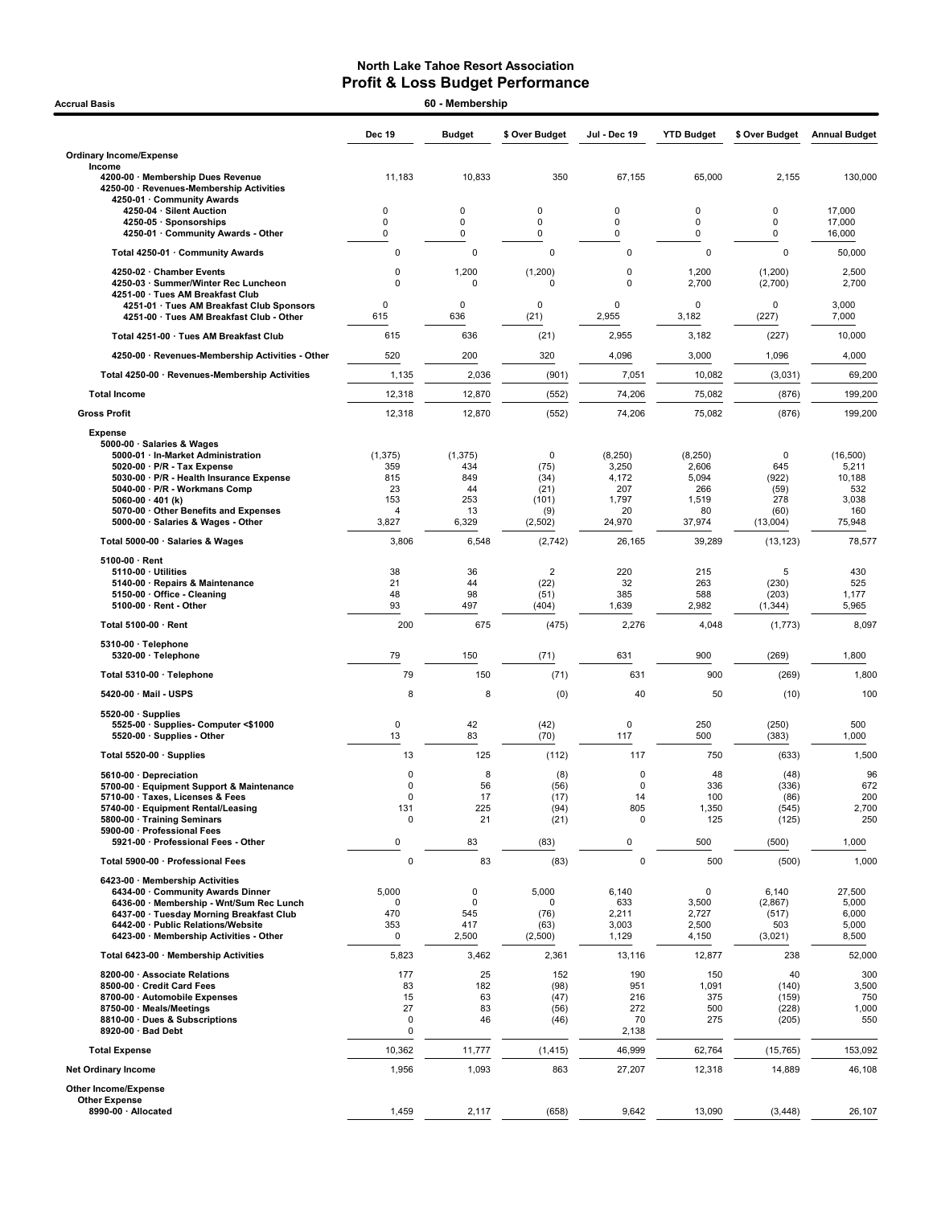# North Lake Tahoe Resort Association
## Profit & Loss Budget Performance

**Accrual Basis** — **60 - Membership**

| | Dec 19 | Budget | $ Over Budget | Jul - Dec 19 | YTD Budget | $ Over Budget | Annual Budget |
|---|---|---|---|---|---|---|---|
| **Ordinary Income/Expense** | | | | | | | |
| **Income** | | | | | | | |
| 4200-00 · Membership Dues Revenue | 11,183 | 10,833 | 350 | 67,155 | 65,000 | 2,155 | 130,000 |
| 4250-00 · Revenues-Membership Activities | | | | | | | |
| 4250-01 · Community Awards | | | | | | | |
| 4250-04 · Silent Auction | 0 | 0 | 0 | 0 | 0 | 0 | 17,000 |
| 4250-05 · Sponsorships | 0 | 0 | 0 | 0 | 0 | 0 | 17,000 |
| 4250-01 · Community Awards - Other | 0 | 0 | 0 | 0 | 0 | 0 | 16,000 |
| Total 4250-01 · Community Awards | 0 | 0 | 0 | 0 | 0 | 0 | 50,000 |
| 4250-02 · Chamber Events | 0 | 1,200 | (1,200) | 0 | 1,200 | (1,200) | 2,500 |
| 4250-03 · Summer/Winter Rec Luncheon | 0 | 0 | 0 | 0 | 2,700 | (2,700) | 2,700 |
| 4251-00 · Tues AM Breakfast Club | | | | | | | |
| 4251-01 · Tues AM Breakfast Club Sponsors | 0 | 0 | 0 | 0 | 0 | 0 | 3,000 |
| 4251-00 · Tues AM Breakfast Club - Other | 615 | 636 | (21) | 2,955 | 3,182 | (227) | 7,000 |
| Total 4251-00 · Tues AM Breakfast Club | 615 | 636 | (21) | 2,955 | 3,182 | (227) | 10,000 |
| 4250-00 · Revenues-Membership Activities - Other | 520 | 200 | 320 | 4,096 | 3,000 | 1,096 | 4,000 |
| Total 4250-00 · Revenues-Membership Activities | 1,135 | 2,036 | (901) | 7,051 | 10,082 | (3,031) | 69,200 |
| **Total Income** | 12,318 | 12,870 | (552) | 74,206 | 75,082 | (876) | 199,200 |
| **Gross Profit** | 12,318 | 12,870 | (552) | 74,206 | 75,082 | (876) | 199,200 |
| **Expense** | | | | | | | |
| 5000-00 · Salaries & Wages | | | | | | | |
| 5000-01 · In-Market Administration | (1,375) | (1,375) | 0 | (8,250) | (8,250) | 0 | (16,500) |
| 5020-00 · P/R - Tax Expense | 359 | 434 | (75) | 3,250 | 2,606 | 645 | 5,211 |
| 5030-00 · P/R - Health Insurance Expense | 815 | 849 | (34) | 4,172 | 5,094 | (922) | 10,188 |
| 5040-00 · P/R - Workmans Comp | 23 | 44 | (21) | 207 | 266 | (59) | 532 |
| 5060-00 · 401 (k) | 153 | 253 | (101) | 1,797 | 1,519 | 278 | 3,038 |
| 5070-00 · Other Benefits and Expenses | 4 | 13 | (9) | 20 | 80 | (60) | 160 |
| 5000-00 · Salaries & Wages - Other | 3,827 | 6,329 | (2,502) | 24,970 | 37,974 | (13,004) | 75,948 |
| Total 5000-00 · Salaries & Wages | 3,806 | 6,548 | (2,742) | 26,165 | 39,289 | (13,123) | 78,577 |
| 5100-00 · Rent | | | | | | | |
| 5110-00 · Utilities | 38 | 36 | 2 | 220 | 215 | 5 | 430 |
| 5140-00 · Repairs & Maintenance | 21 | 44 | (22) | 32 | 263 | (230) | 525 |
| 5150-00 · Office - Cleaning | 48 | 98 | (51) | 385 | 588 | (203) | 1,177 |
| 5100-00 · Rent - Other | 93 | 497 | (404) | 1,639 | 2,982 | (1,344) | 5,965 |
| Total 5100-00 · Rent | 200 | 675 | (475) | 2,276 | 4,048 | (1,773) | 8,097 |
| 5310-00 · Telephone | | | | | | | |
| 5320-00 · Telephone | 79 | 150 | (71) | 631 | 900 | (269) | 1,800 |
| Total 5310-00 · Telephone | 79 | 150 | (71) | 631 | 900 | (269) | 1,800 |
| 5420-00 · Mail - USPS | 8 | 8 | (0) | 40 | 50 | (10) | 100 |
| 5520-00 · Supplies | | | | | | | |
| 5525-00 · Supplies- Computer <$1000 | 0 | 42 | (42) | 0 | 250 | (250) | 500 |
| 5520-00 · Supplies - Other | 13 | 83 | (70) | 117 | 500 | (383) | 1,000 |
| Total 5520-00 · Supplies | 13 | 125 | (112) | 117 | 750 | (633) | 1,500 |
| 5610-00 · Depreciation | 0 | 8 | (8) | 0 | 48 | (48) | 96 |
| 5700-00 · Equipment Support & Maintenance | 0 | 56 | (56) | 0 | 336 | (336) | 672 |
| 5710-00 · Taxes, Licenses & Fees | 0 | 17 | (17) | 14 | 100 | (86) | 200 |
| 5740-00 · Equipment Rental/Leasing | 131 | 225 | (94) | 805 | 1,350 | (545) | 2,700 |
| 5800-00 · Training Seminars | 0 | 21 | (21) | 0 | 125 | (125) | 250 |
| 5900-00 · Professional Fees | | | | | | | |
| 5921-00 · Professional Fees - Other | 0 | 83 | (83) | 0 | 500 | (500) | 1,000 |
| Total 5900-00 · Professional Fees | 0 | 83 | (83) | 0 | 500 | (500) | 1,000 |
| 6423-00 · Membership Activities | | | | | | | |
| 6434-00 · Community Awards Dinner | 5,000 | 0 | 5,000 | 6,140 | 0 | 6,140 | 27,500 |
| 6436-00 · Membership - Wnt/Sum Rec Lunch | 0 | 0 | 0 | 633 | 3,500 | (2,867) | 5,000 |
| 6437-00 · Tuesday Morning Breakfast Club | 470 | 545 | (76) | 2,211 | 2,727 | (517) | 6,000 |
| 6442-00 · Public Relations/Website | 353 | 417 | (63) | 3,003 | 2,500 | 503 | 5,000 |
| 6423-00 · Membership Activities - Other | 0 | 2,500 | (2,500) | 1,129 | 4,150 | (3,021) | 8,500 |
| Total 6423-00 · Membership Activities | 5,823 | 3,462 | 2,361 | 13,116 | 12,877 | 238 | 52,000 |
| 8200-00 · Associate Relations | 177 | 25 | 152 | 190 | 150 | 40 | 300 |
| 8500-00 · Credit Card Fees | 83 | 182 | (98) | 951 | 1,091 | (140) | 3,500 |
| 8700-00 · Automobile Expenses | 15 | 63 | (47) | 216 | 375 | (159) | 750 |
| 8750-00 · Meals/Meetings | 27 | 83 | (56) | 272 | 500 | (228) | 1,000 |
| 8810-00 · Dues & Subscriptions | 0 | 46 | (46) | 70 | 275 | (205) | 550 |
| 8920-00 · Bad Debt | 0 | | | 2,138 | | | |
| **Total Expense** | 10,362 | 11,777 | (1,415) | 46,999 | 62,764 | (15,765) | 153,092 |
| **Net Ordinary Income** | 1,956 | 1,093 | 863 | 27,207 | 12,318 | 14,889 | 46,108 |
| **Other Income/Expense** | | | | | | | |
| **Other Expense** | | | | | | | |
| 8990-00 · Allocated | 1,459 | 2,117 | (658) | 9,642 | 13,090 | (3,448) | 26,107 |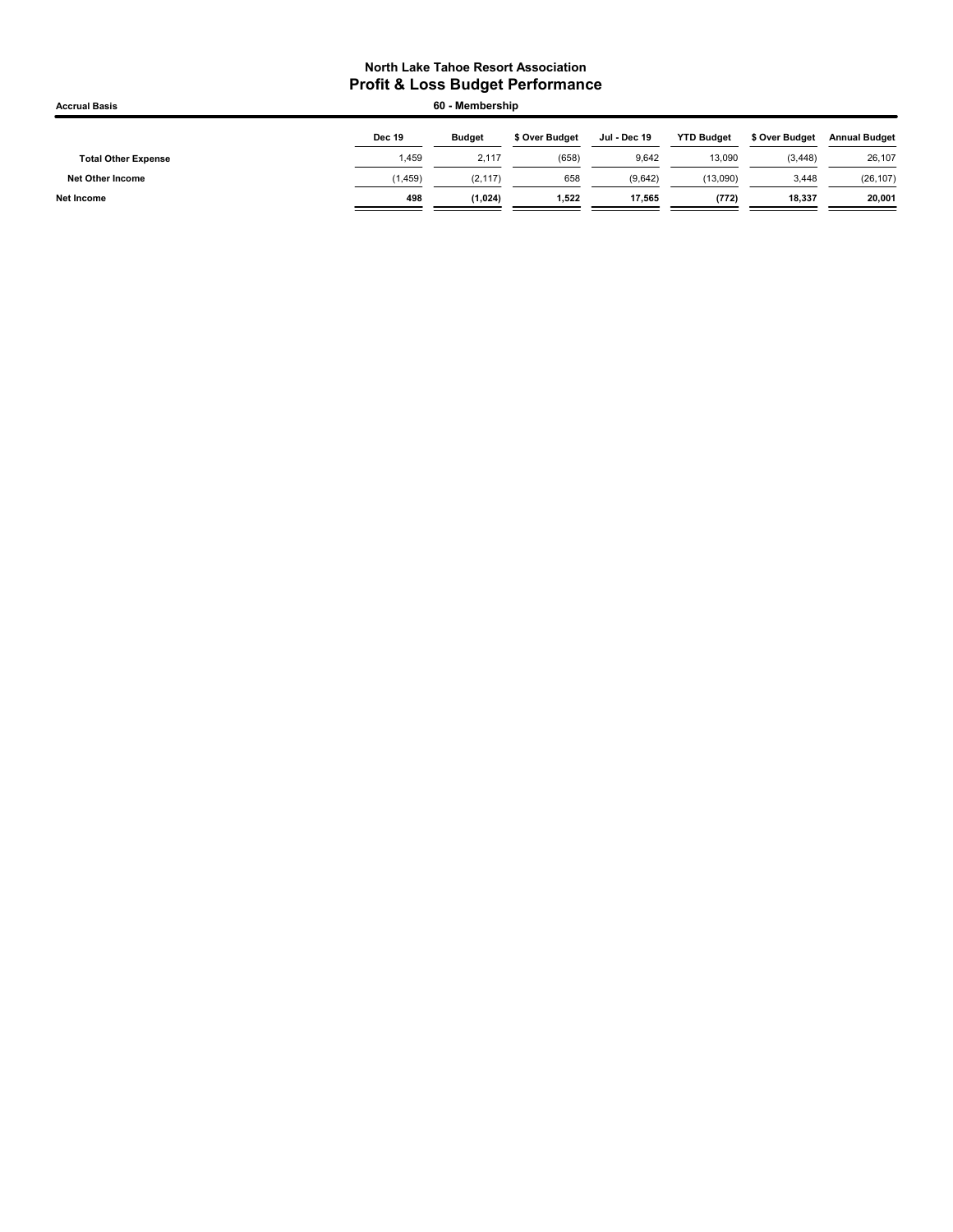# North Lake Tahoe Resort Association
## Profit & Loss Budget Performance

**Accrual Basis** | **60 - Membership**

| | Dec 19 | Budget | $ Over Budget | Jul - Dec 19 | YTD Budget | $ Over Budget | Annual Budget |
|---|---|---|---|---|---|---|---|
| **Total Other Expense** | 1,459 | 2,117 | (658) | 9,642 | 13,090 | (3,448) | 26,107 |
| **Net Other Income** | (1,459) | (2,117) | 658 | (9,642) | (13,090) | 3,448 | (26,107) |
| **Net Income** | **498** | **(1,024)** | **1,522** | **17,565** | **(772)** | **18,337** | **20,001** |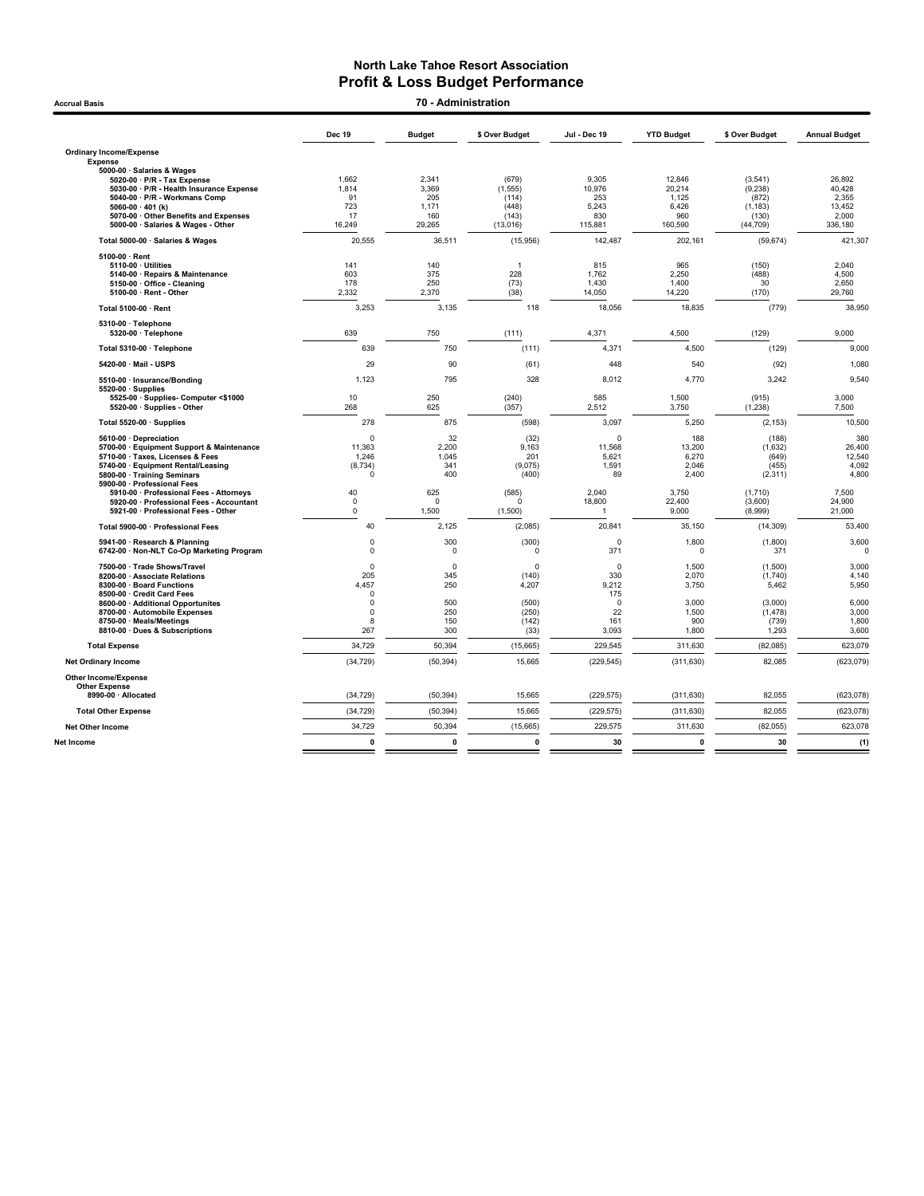# North Lake Tahoe Resort Association
## Profit & Loss Budget Performance

Accrual Basis

### 70 - Administration

| | Dec 19 | Budget | $ Over Budget | Jul - Dec 19 | YTD Budget | $ Over Budget | Annual Budget |
|---|---|---|---|---|---|---|---|
| **Ordinary Income/Expense** | | | | | | | |
| **Expense** | | | | | | | |
| 5000-00 · Salaries & Wages | | | | | | | |
| 5020-00 · P/R - Tax Expense | 1,662 | 2,341 | (679) | 9,305 | 12,846 | (3,541) | 26,892 |
| 5030-00 · P/R - Health Insurance Expense | 1,814 | 3,369 | (1,555) | 10,976 | 20,214 | (9,238) | 40,428 |
| 5040-00 · P/R - Workmans Comp | 91 | 205 | (114) | 253 | 1,125 | (872) | 2,355 |
| 5060-00 · 401 (k) | 723 | 1,171 | (448) | 5,243 | 6,426 | (1,183) | 13,452 |
| 5070-00 · Other Benefits and Expenses | 17 | 160 | (143) | 830 | 960 | (130) | 2,000 |
| 5000-00 · Salaries & Wages - Other | 16,249 | 29,265 | (13,016) | 115,881 | 160,590 | (44,709) | 336,180 |
| Total 5000-00 · Salaries & Wages | 20,555 | 36,511 | (15,956) | 142,487 | 202,161 | (59,674) | 421,307 |
| 5100-00 · Rent | | | | | | | |
| 5110-00 · Utilities | 141 | 140 | 1 | 815 | 965 | (150) | 2,040 |
| 5140-00 · Repairs & Maintenance | 603 | 375 | 228 | 1,762 | 2,250 | (488) | 4,500 |
| 5150-00 · Office - Cleaning | 178 | 250 | (73) | 1,430 | 1,400 | 30 | 2,650 |
| 5100-00 · Rent - Other | 2,332 | 2,370 | (38) | 14,050 | 14,220 | (170) | 29,760 |
| Total 5100-00 · Rent | 3,253 | 3,135 | 118 | 18,056 | 18,835 | (779) | 38,950 |
| 5310-00 · Telephone | | | | | | | |
| 5320-00 · Telephone | 639 | 750 | (111) | 4,371 | 4,500 | (129) | 9,000 |
| Total 5310-00 · Telephone | 639 | 750 | (111) | 4,371 | 4,500 | (129) | 9,000 |
| 5420-00 · Mail - USPS | 29 | 90 | (61) | 448 | 540 | (92) | 1,080 |
| 5510-00 · Insurance/Bonding | 1,123 | 795 | 328 | 8,012 | 4,770 | 3,242 | 9,540 |
| 5520-00 · Supplies | | | | | | | |
| 5525-00 · Supplies- Computer <$1000 | 10 | 250 | (240) | 585 | 1,500 | (915) | 3,000 |
| 5520-00 · Supplies - Other | 268 | 625 | (357) | 2,512 | 3,750 | (1,238) | 7,500 |
| Total 5520-00 · Supplies | 278 | 875 | (598) | 3,097 | 5,250 | (2,153) | 10,500 |
| 5610-00 · Depreciation | 0 | 32 | (32) | 0 | 188 | (188) | 380 |
| 5700-00 · Equipment Support & Maintenance | 11,363 | 2,200 | 9,163 | 11,568 | 13,200 | (1,632) | 26,400 |
| 5710-00 · Taxes, Licenses & Fees | 1,246 | 1,045 | 201 | 5,621 | 6,270 | (649) | 12,540 |
| 5740-00 · Equipment Rental/Leasing | (8,734) | 341 | (9,075) | 1,591 | 2,046 | (455) | 4,092 |
| 5800-00 · Training Seminars | 0 | 400 | (400) | 89 | 2,400 | (2,311) | 4,800 |
| 5900-00 · Professional Fees | | | | | | | |
| 5910-00 · Professional Fees - Attorneys | 40 | 625 | (585) | 2,040 | 3,750 | (1,710) | 7,500 |
| 5920-00 · Professional Fees - Accountant | 0 | 0 | 0 | 18,800 | 22,400 | (3,600) | 24,900 |
| 5921-00 · Professional Fees - Other | 0 | 1,500 | (1,500) | 1 | 9,000 | (8,999) | 21,000 |
| Total 5900-00 · Professional Fees | 40 | 2,125 | (2,085) | 20,841 | 35,150 | (14,309) | 53,400 |
| 5941-00 · Research & Planning | 0 | 300 | (300) | 0 | 1,800 | (1,800) | 3,600 |
| 6742-00 · Non-NLT Co-Op Marketing Program | 0 | 0 | 0 | 371 | 0 | 371 | 0 |
| 7500-00 · Trade Shows/Travel | 0 | 0 | 0 | 0 | 1,500 | (1,500) | 3,000 |
| 8200-00 · Associate Relations | 205 | 345 | (140) | 330 | 2,070 | (1,740) | 4,140 |
| 8300-00 · Board Functions | 4,457 | 250 | 4,207 | 9,212 | 3,750 | 5,462 | 5,950 |
| 8500-00 · Credit Card Fees | 0 | | | 175 | | | |
| 8600-00 · Additional Opportunites | 0 | 500 | (500) | 0 | 3,000 | (3,000) | 6,000 |
| 8700-00 · Automobile Expenses | 0 | 250 | (250) | 22 | 1,500 | (1,478) | 3,000 |
| 8750-00 · Meals/Meetings | 8 | 150 | (142) | 161 | 900 | (739) | 1,800 |
| 8810-00 · Dues & Subscriptions | 267 | 300 | (33) | 3,093 | 1,800 | 1,293 | 3,600 |
| **Total Expense** | 34,729 | 50,394 | (15,665) | 229,545 | 311,630 | (82,085) | 623,079 |
| **Net Ordinary Income** | (34,729) | (50,394) | 15,665 | (229,545) | (311,630) | 82,085 | (623,079) |
| **Other Income/Expense** | | | | | | | |
| **Other Expense** | | | | | | | |
| 8990-00 · Allocated | (34,729) | (50,394) | 15,665 | (229,575) | (311,630) | 82,055 | (623,078) |
| **Total Other Expense** | (34,729) | (50,394) | 15,665 | (229,575) | (311,630) | 82,055 | (623,078) |
| **Net Other Income** | 34,729 | 50,394 | (15,665) | 229,575 | 311,630 | (82,055) | 623,078 |
| **Net Income** | **0** | **0** | **0** | **30** | **0** | **30** | **(1)** |